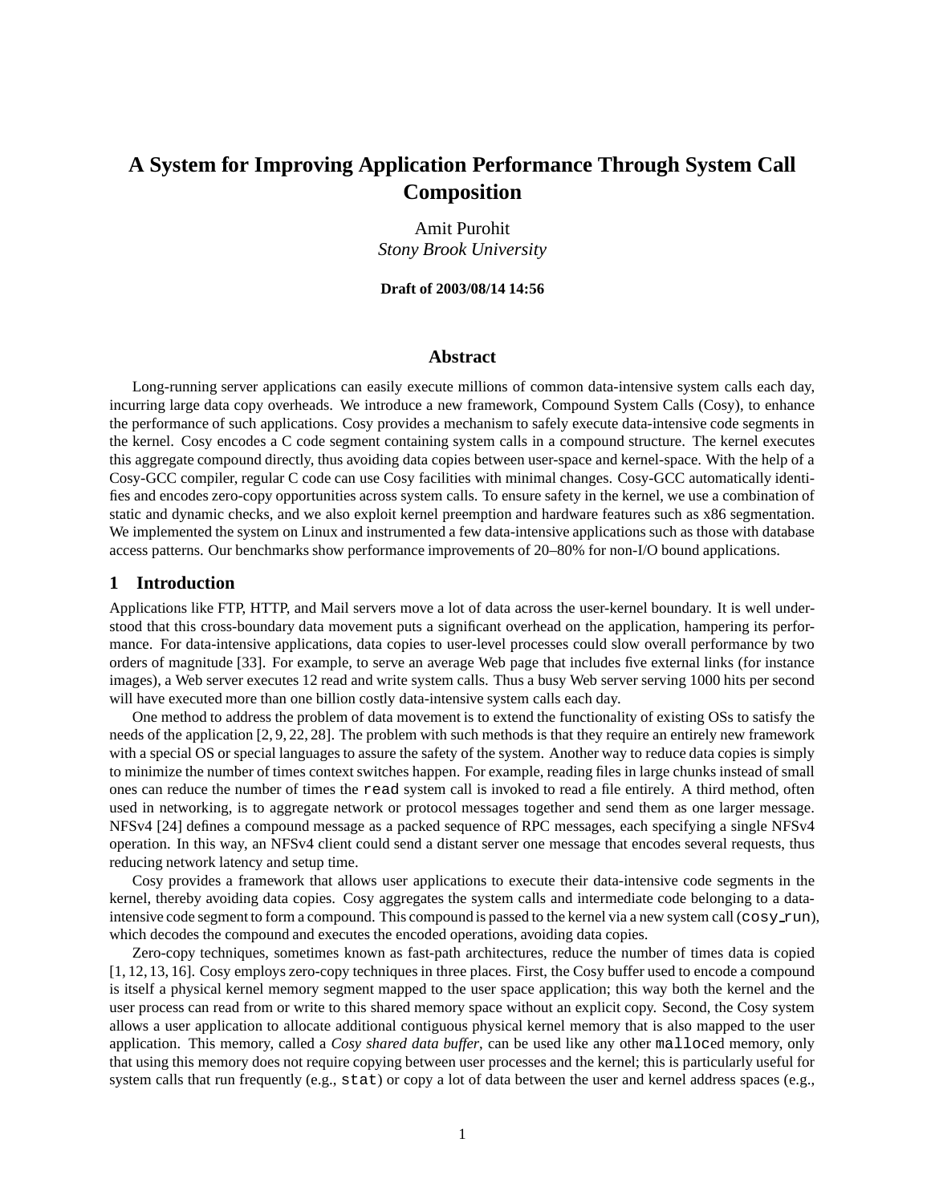# A System for Improving Application Performance Through System Call Composition

Amit Purohit
*Stony Brook University*

**Draft of 2003/08/14 14:56**

## Abstract

Long-running server applications can easily execute millions of common data-intensive system calls each day, incurring large data copy overheads. We introduce a new framework, Compound System Calls (Cosy), to enhance the performance of such applications. Cosy provides a mechanism to safely execute data-intensive code segments in the kernel. Cosy encodes a C code segment containing system calls in a compound structure. The kernel executes this aggregate compound directly, thus avoiding data copies between user-space and kernel-space. With the help of a Cosy-GCC compiler, regular C code can use Cosy facilities with minimal changes. Cosy-GCC automatically identifies and encodes zero-copy opportunities across system calls. To ensure safety in the kernel, we use a combination of static and dynamic checks, and we also exploit kernel preemption and hardware features such as x86 segmentation. We implemented the system on Linux and instrumented a few data-intensive applications such as those with database access patterns. Our benchmarks show performance improvements of 20–80% for non-I/O bound applications.

## 1 Introduction

Applications like FTP, HTTP, and Mail servers move a lot of data across the user-kernel boundary. It is well understood that this cross-boundary data movement puts a significant overhead on the application, hampering its performance. For data-intensive applications, data copies to user-level processes could slow overall performance by two orders of magnitude [33]. For example, to serve an average Web page that includes five external links (for instance images), a Web server executes 12 read and write system calls. Thus a busy Web server serving 1000 hits per second will have executed more than one billion costly data-intensive system calls each day.

One method to address the problem of data movement is to extend the functionality of existing OSs to satisfy the needs of the application [2, 9, 22, 28]. The problem with such methods is that they require an entirely new framework with a special OS or special languages to assure the safety of the system. Another way to reduce data copies is simply to minimize the number of times context switches happen. For example, reading files in large chunks instead of small ones can reduce the number of times the `read` system call is invoked to read a file entirely. A third method, often used in networking, is to aggregate network or protocol messages together and send them as one larger message. NFSv4 [24] defines a compound message as a packed sequence of RPC messages, each specifying a single NFSv4 operation. In this way, an NFSv4 client could send a distant server one message that encodes several requests, thus reducing network latency and setup time.

Cosy provides a framework that allows user applications to execute their data-intensive code segments in the kernel, thereby avoiding data copies. Cosy aggregates the system calls and intermediate code belonging to a data-intensive code segment to form a compound. This compound is passed to the kernel via a new system call (`cosy_run`), which decodes the compound and executes the encoded operations, avoiding data copies.

Zero-copy techniques, sometimes known as fast-path architectures, reduce the number of times data is copied [1, 12, 13, 16]. Cosy employs zero-copy techniques in three places. First, the Cosy buffer used to encode a compound is itself a physical kernel memory segment mapped to the user space application; this way both the kernel and the user process can read from or write to this shared memory space without an explicit copy. Second, the Cosy system allows a user application to allocate additional contiguous physical kernel memory that is also mapped to the user application. This memory, called a *Cosy shared data buffer*, can be used like any other `malloc`ed memory, only that using this memory does not require copying between user processes and the kernel; this is particularly useful for system calls that run frequently (e.g., `stat`) or copy a lot of data between the user and kernel address spaces (e.g.,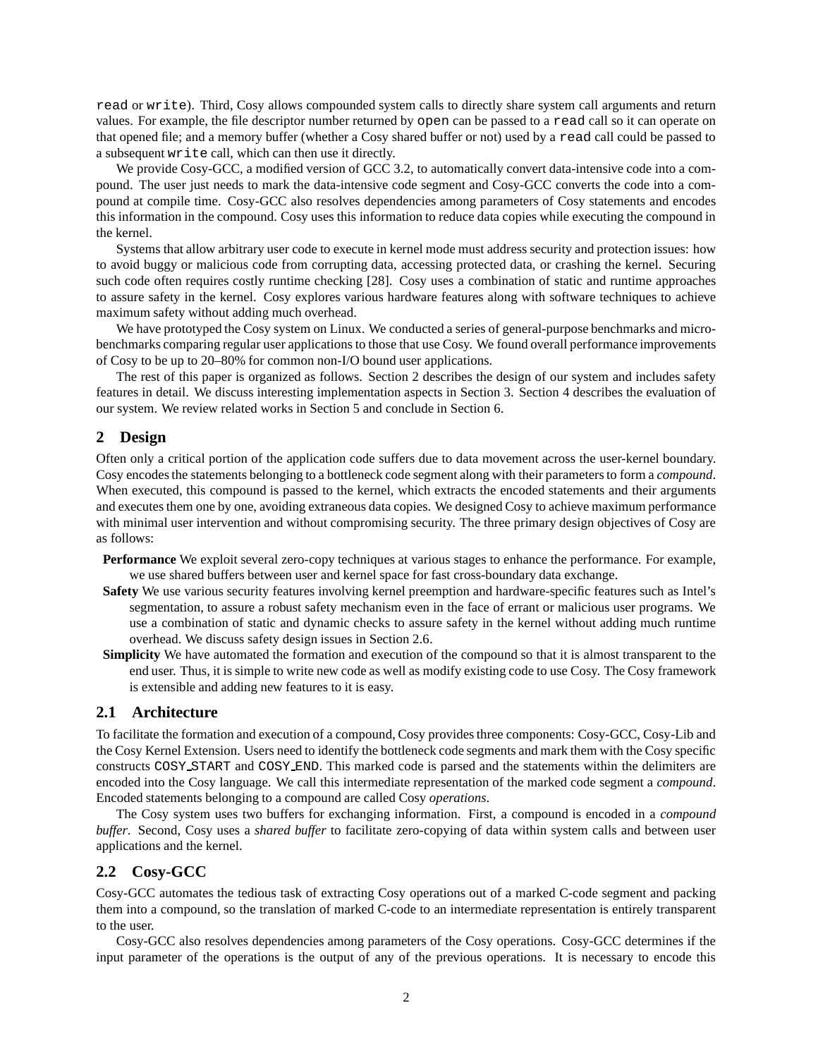read or write). Third, Cosy allows compounded system calls to directly share system call arguments and return values. For example, the file descriptor number returned by open can be passed to a read call so it can operate on that opened file; and a memory buffer (whether a Cosy shared buffer or not) used by a read call could be passed to a subsequent write call, which can then use it directly.

We provide Cosy-GCC, a modified version of GCC 3.2, to automatically convert data-intensive code into a compound. The user just needs to mark the data-intensive code segment and Cosy-GCC converts the code into a compound at compile time. Cosy-GCC also resolves dependencies among parameters of Cosy statements and encodes this information in the compound. Cosy uses this information to reduce data copies while executing the compound in the kernel.

Systems that allow arbitrary user code to execute in kernel mode must address security and protection issues: how to avoid buggy or malicious code from corrupting data, accessing protected data, or crashing the kernel. Securing such code often requires costly runtime checking [28]. Cosy uses a combination of static and runtime approaches to assure safety in the kernel. Cosy explores various hardware features along with software techniques to achieve maximum safety without adding much overhead.

We have prototyped the Cosy system on Linux. We conducted a series of general-purpose benchmarks and micro-benchmarks comparing regular user applications to those that use Cosy. We found overall performance improvements of Cosy to be up to 20–80% for common non-I/O bound user applications.

The rest of this paper is organized as follows. Section 2 describes the design of our system and includes safety features in detail. We discuss interesting implementation aspects in Section 3. Section 4 describes the evaluation of our system. We review related works in Section 5 and conclude in Section 6.

## 2 Design

Often only a critical portion of the application code suffers due to data movement across the user-kernel boundary. Cosy encodes the statements belonging to a bottleneck code segment along with their parameters to form a *compound*. When executed, this compound is passed to the kernel, which extracts the encoded statements and their arguments and executes them one by one, avoiding extraneous data copies. We designed Cosy to achieve maximum performance with minimal user intervention and without compromising security. The three primary design objectives of Cosy are as follows:

- **Performance** We exploit several zero-copy techniques at various stages to enhance the performance. For example, we use shared buffers between user and kernel space for fast cross-boundary data exchange.
- **Safety** We use various security features involving kernel preemption and hardware-specific features such as Intel's segmentation, to assure a robust safety mechanism even in the face of errant or malicious user programs. We use a combination of static and dynamic checks to assure safety in the kernel without adding much runtime overhead. We discuss safety design issues in Section 2.6.
- **Simplicity** We have automated the formation and execution of the compound so that it is almost transparent to the end user. Thus, it is simple to write new code as well as modify existing code to use Cosy. The Cosy framework is extensible and adding new features to it is easy.

### 2.1 Architecture

To facilitate the formation and execution of a compound, Cosy provides three components: Cosy-GCC, Cosy-Lib and the Cosy Kernel Extension. Users need to identify the bottleneck code segments and mark them with the Cosy specific constructs COSY_START and COSY_END. This marked code is parsed and the statements within the delimiters are encoded into the Cosy language. We call this intermediate representation of the marked code segment a *compound*. Encoded statements belonging to a compound are called Cosy *operations*.

The Cosy system uses two buffers for exchanging information. First, a compound is encoded in a *compound buffer*. Second, Cosy uses a *shared buffer* to facilitate zero-copying of data within system calls and between user applications and the kernel.

### 2.2 Cosy-GCC

Cosy-GCC automates the tedious task of extracting Cosy operations out of a marked C-code segment and packing them into a compound, so the translation of marked C-code to an intermediate representation is entirely transparent to the user.

Cosy-GCC also resolves dependencies among parameters of the Cosy operations. Cosy-GCC determines if the input parameter of the operations is the output of any of the previous operations. It is necessary to encode this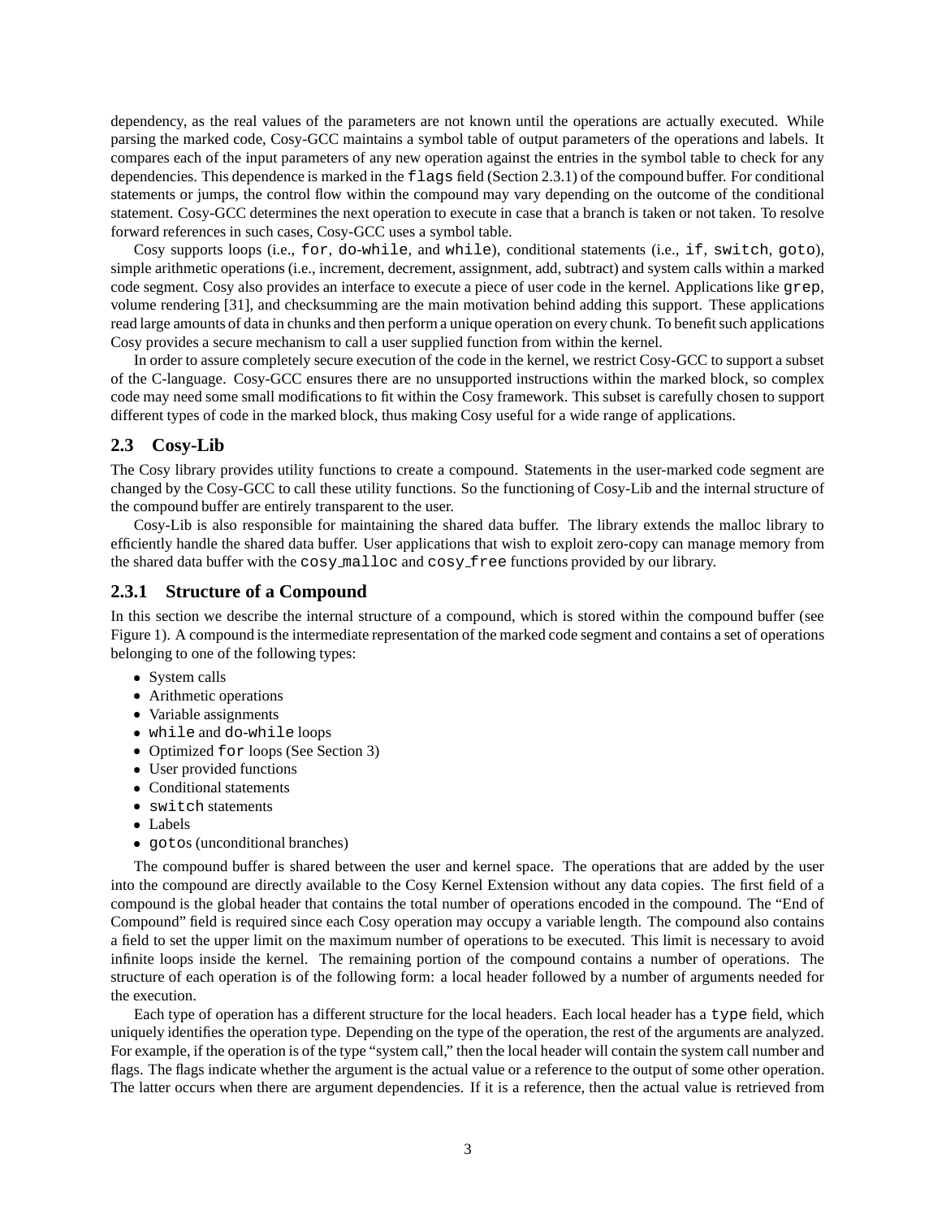dependency, as the real values of the parameters are not known until the operations are actually executed. While parsing the marked code, Cosy-GCC maintains a symbol table of output parameters of the operations and labels. It compares each of the input parameters of any new operation against the entries in the symbol table to check for any dependencies. This dependence is marked in the `flags` field (Section 2.3.1) of the compound buffer. For conditional statements or jumps, the control flow within the compound may vary depending on the outcome of the conditional statement. Cosy-GCC determines the next operation to execute in case that a branch is taken or not taken. To resolve forward references in such cases, Cosy-GCC uses a symbol table.

Cosy supports loops (i.e., `for`, `do-while`, and `while`), conditional statements (i.e., `if`, `switch`, `goto`), simple arithmetic operations (i.e., increment, decrement, assignment, add, subtract) and system calls within a marked code segment. Cosy also provides an interface to execute a piece of user code in the kernel. Applications like `grep`, volume rendering [31], and checksumming are the main motivation behind adding this support. These applications read large amounts of data in chunks and then perform a unique operation on every chunk. To benefit such applications Cosy provides a secure mechanism to call a user supplied function from within the kernel.

In order to assure completely secure execution of the code in the kernel, we restrict Cosy-GCC to support a subset of the C-language. Cosy-GCC ensures there are no unsupported instructions within the marked block, so complex code may need some small modifications to fit within the Cosy framework. This subset is carefully chosen to support different types of code in the marked block, thus making Cosy useful for a wide range of applications.

## 2.3 Cosy-Lib

The Cosy library provides utility functions to create a compound. Statements in the user-marked code segment are changed by the Cosy-GCC to call these utility functions. So the functioning of Cosy-Lib and the internal structure of the compound buffer are entirely transparent to the user.

Cosy-Lib is also responsible for maintaining the shared data buffer. The library extends the malloc library to efficiently handle the shared data buffer. User applications that wish to exploit zero-copy can manage memory from the shared data buffer with the `cosy_malloc` and `cosy_free` functions provided by our library.

### 2.3.1 Structure of a Compound

In this section we describe the internal structure of a compound, which is stored within the compound buffer (see Figure 1). A compound is the intermediate representation of the marked code segment and contains a set of operations belonging to one of the following types:

- System calls
- Arithmetic operations
- Variable assignments
- `while` and `do-while` loops
- Optimized `for` loops (See Section 3)
- User provided functions
- Conditional statements
- `switch` statements
- Labels
- `goto`s (unconditional branches)

The compound buffer is shared between the user and kernel space. The operations that are added by the user into the compound are directly available to the Cosy Kernel Extension without any data copies. The first field of a compound is the global header that contains the total number of operations encoded in the compound. The "End of Compound" field is required since each Cosy operation may occupy a variable length. The compound also contains a field to set the upper limit on the maximum number of operations to be executed. This limit is necessary to avoid infinite loops inside the kernel. The remaining portion of the compound contains a number of operations. The structure of each operation is of the following form: a local header followed by a number of arguments needed for the execution.

Each type of operation has a different structure for the local headers. Each local header has a `type` field, which uniquely identifies the operation type. Depending on the type of the operation, the rest of the arguments are analyzed. For example, if the operation is of the type "system call," then the local header will contain the system call number and flags. The flags indicate whether the argument is the actual value or a reference to the output of some other operation. The latter occurs when there are argument dependencies. If it is a reference, then the actual value is retrieved from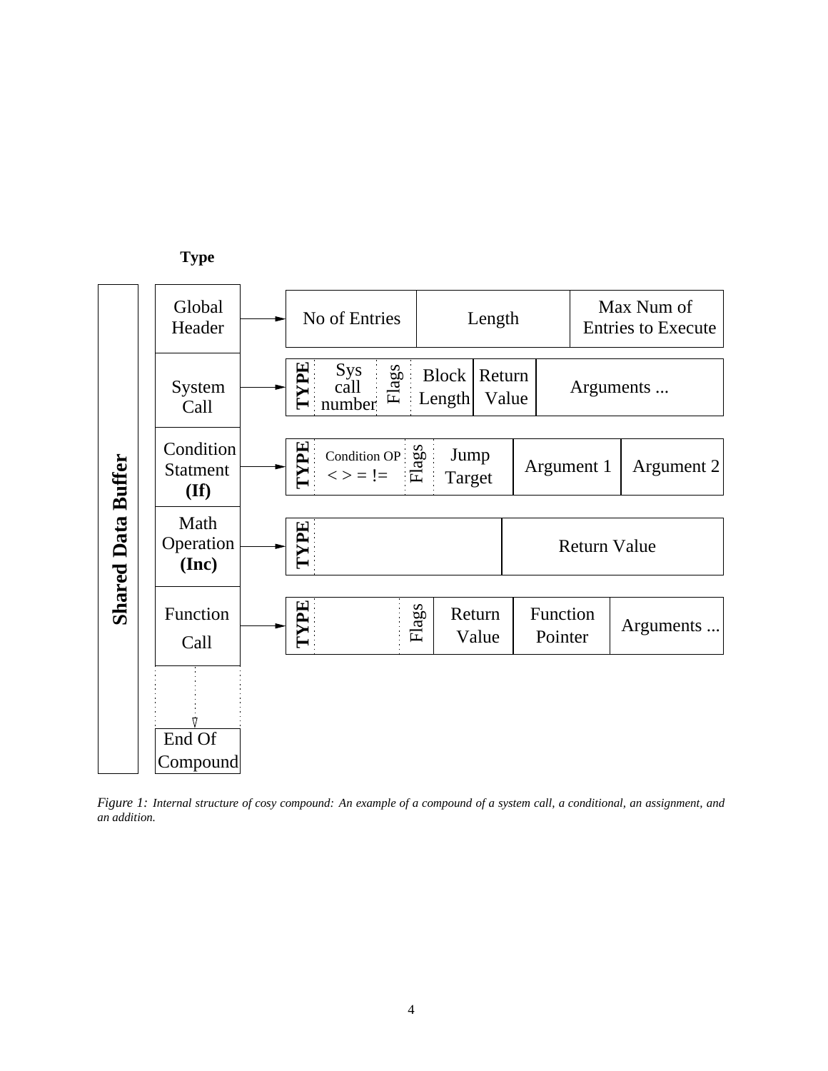**Type**

**Shared Data Buffer**

| Type | Structure |
| --- | --- |
| Global Header | No of Entries \| Length \| Max Num of Entries to Execute |
| System Call | TYPE \| Sys call number \| Flags \| Block Length \| Return Value \| Arguments ... |
| Condition Statment **(If)** | TYPE \| Condition OP < > = != \| Flags \| Jump Target \| Argument 1 \| Argument 2 |
| Math Operation **(Inc)** | TYPE \| \| Return Value |
| Function Call | TYPE \| \| Flags \| Return Value \| Function Pointer \| Arguments ... |
| ... | |
| End Of Compound | |

*Figure 1: Internal structure of cosy compound: An example of a compound of a system call, a conditional, an assignment, and an addition.*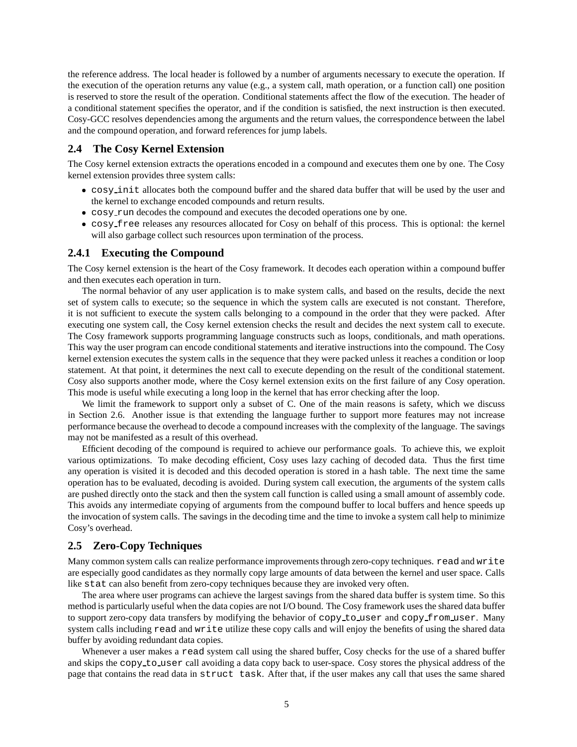the reference address. The local header is followed by a number of arguments necessary to execute the operation. If the execution of the operation returns any value (e.g., a system call, math operation, or a function call) one position is reserved to store the result of the operation. Conditional statements affect the flow of the execution. The header of a conditional statement specifies the operator, and if the condition is satisfied, the next instruction is then executed. Cosy-GCC resolves dependencies among the arguments and the return values, the correspondence between the label and the compound operation, and forward references for jump labels.

## 2.4 The Cosy Kernel Extension

The Cosy kernel extension extracts the operations encoded in a compound and executes them one by one. The Cosy kernel extension provides three system calls:

- `cosy_init` allocates both the compound buffer and the shared data buffer that will be used by the user and the kernel to exchange encoded compounds and return results.
- `cosy_run` decodes the compound and executes the decoded operations one by one.
- `cosy_free` releases any resources allocated for Cosy on behalf of this process. This is optional: the kernel will also garbage collect such resources upon termination of the process.

### 2.4.1 Executing the Compound

The Cosy kernel extension is the heart of the Cosy framework. It decodes each operation within a compound buffer and then executes each operation in turn.

The normal behavior of any user application is to make system calls, and based on the results, decide the next set of system calls to execute; so the sequence in which the system calls are executed is not constant. Therefore, it is not sufficient to execute the system calls belonging to a compound in the order that they were packed. After executing one system call, the Cosy kernel extension checks the result and decides the next system call to execute. The Cosy framework supports programming language constructs such as loops, conditionals, and math operations. This way the user program can encode conditional statements and iterative instructions into the compound. The Cosy kernel extension executes the system calls in the sequence that they were packed unless it reaches a condition or loop statement. At that point, it determines the next call to execute depending on the result of the conditional statement. Cosy also supports another mode, where the Cosy kernel extension exits on the first failure of any Cosy operation. This mode is useful while executing a long loop in the kernel that has error checking after the loop.

We limit the framework to support only a subset of C. One of the main reasons is safety, which we discuss in Section 2.6. Another issue is that extending the language further to support more features may not increase performance because the overhead to decode a compound increases with the complexity of the language. The savings may not be manifested as a result of this overhead.

Efficient decoding of the compound is required to achieve our performance goals. To achieve this, we exploit various optimizations. To make decoding efficient, Cosy uses lazy caching of decoded data. Thus the first time any operation is visited it is decoded and this decoded operation is stored in a hash table. The next time the same operation has to be evaluated, decoding is avoided. During system call execution, the arguments of the system calls are pushed directly onto the stack and then the system call function is called using a small amount of assembly code. This avoids any intermediate copying of arguments from the compound buffer to local buffers and hence speeds up the invocation of system calls. The savings in the decoding time and the time to invoke a system call help to minimize Cosy's overhead.

## 2.5 Zero-Copy Techniques

Many common system calls can realize performance improvements through zero-copy techniques. `read` and `write` are especially good candidates as they normally copy large amounts of data between the kernel and user space. Calls like `stat` can also benefit from zero-copy techniques because they are invoked very often.

The area where user programs can achieve the largest savings from the shared data buffer is system time. So this method is particularly useful when the data copies are not I/O bound. The Cosy framework uses the shared data buffer to support zero-copy data transfers by modifying the behavior of `copy_to_user` and `copy_from_user`. Many system calls including `read` and `write` utilize these copy calls and will enjoy the benefits of using the shared data buffer by avoiding redundant data copies.

Whenever a user makes a `read` system call using the shared buffer, Cosy checks for the use of a shared buffer and skips the `copy_to_user` call avoiding a data copy back to user-space. Cosy stores the physical address of the page that contains the read data in `struct task`. After that, if the user makes any call that uses the same shared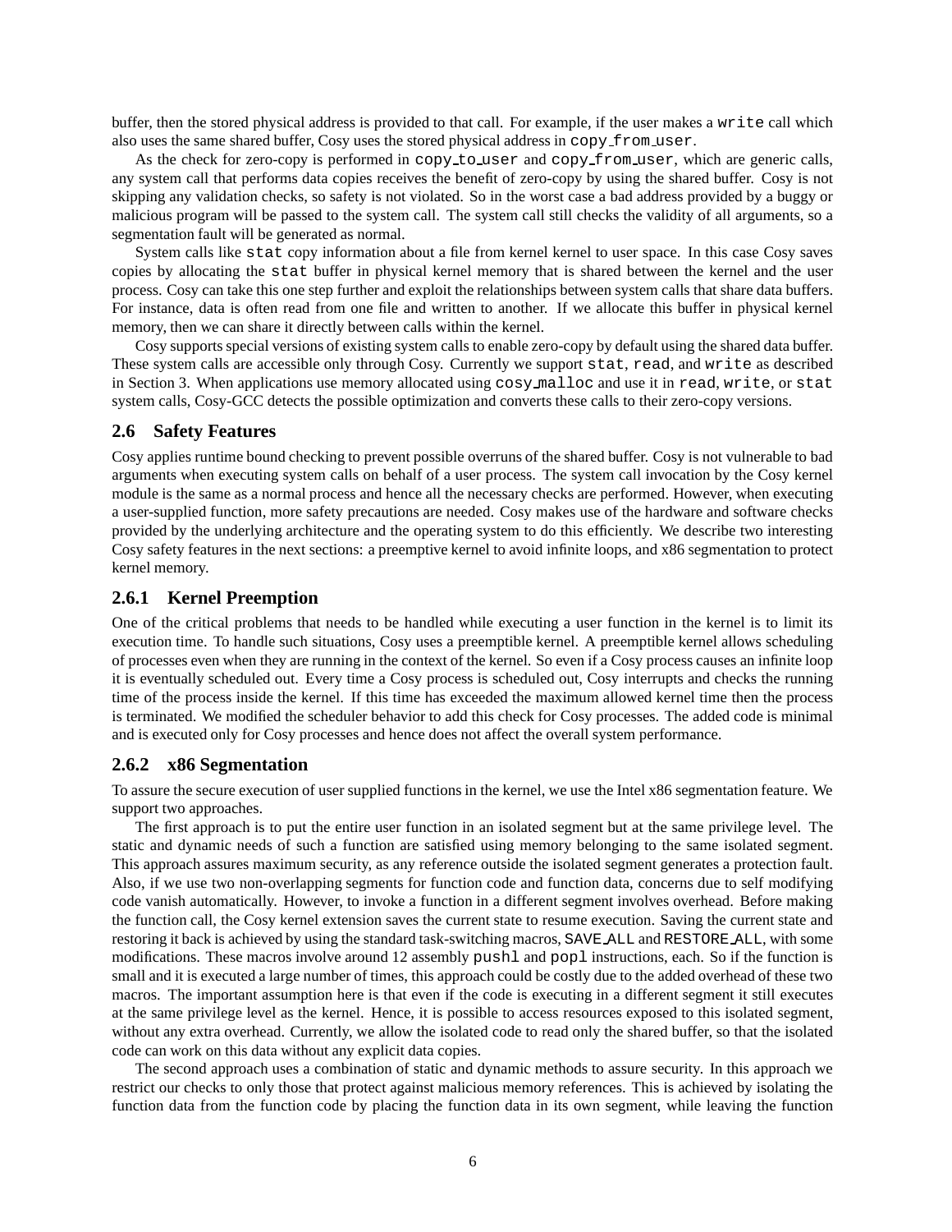buffer, then the stored physical address is provided to that call. For example, if the user makes a `write` call which also uses the same shared buffer, Cosy uses the stored physical address in `copy_from_user`.

As the check for zero-copy is performed in `copy_to_user` and `copy_from_user`, which are generic calls, any system call that performs data copies receives the benefit of zero-copy by using the shared buffer. Cosy is not skipping any validation checks, so safety is not violated. So in the worst case a bad address provided by a buggy or malicious program will be passed to the system call. The system call still checks the validity of all arguments, so a segmentation fault will be generated as normal.

System calls like `stat` copy information about a file from kernel kernel to user space. In this case Cosy saves copies by allocating the `stat` buffer in physical kernel memory that is shared between the kernel and the user process. Cosy can take this one step further and exploit the relationships between system calls that share data buffers. For instance, data is often read from one file and written to another. If we allocate this buffer in physical kernel memory, then we can share it directly between calls within the kernel.

Cosy supports special versions of existing system calls to enable zero-copy by default using the shared data buffer. These system calls are accessible only through Cosy. Currently we support `stat`, `read`, and `write` as described in Section 3. When applications use memory allocated using `cosy_malloc` and use it in `read`, `write`, or `stat` system calls, Cosy-GCC detects the possible optimization and converts these calls to their zero-copy versions.

### 2.6 Safety Features

Cosy applies runtime bound checking to prevent possible overruns of the shared buffer. Cosy is not vulnerable to bad arguments when executing system calls on behalf of a user process. The system call invocation by the Cosy kernel module is the same as a normal process and hence all the necessary checks are performed. However, when executing a user-supplied function, more safety precautions are needed. Cosy makes use of the hardware and software checks provided by the underlying architecture and the operating system to do this efficiently. We describe two interesting Cosy safety features in the next sections: a preemptive kernel to avoid infinite loops, and x86 segmentation to protect kernel memory.

#### 2.6.1 Kernel Preemption

One of the critical problems that needs to be handled while executing a user function in the kernel is to limit its execution time. To handle such situations, Cosy uses a preemptible kernel. A preemptible kernel allows scheduling of processes even when they are running in the context of the kernel. So even if a Cosy process causes an infinite loop it is eventually scheduled out. Every time a Cosy process is scheduled out, Cosy interrupts and checks the running time of the process inside the kernel. If this time has exceeded the maximum allowed kernel time then the process is terminated. We modified the scheduler behavior to add this check for Cosy processes. The added code is minimal and is executed only for Cosy processes and hence does not affect the overall system performance.

#### 2.6.2 x86 Segmentation

To assure the secure execution of user supplied functions in the kernel, we use the Intel x86 segmentation feature. We support two approaches.

The first approach is to put the entire user function in an isolated segment but at the same privilege level. The static and dynamic needs of such a function are satisfied using memory belonging to the same isolated segment. This approach assures maximum security, as any reference outside the isolated segment generates a protection fault. Also, if we use two non-overlapping segments for function code and function data, concerns due to self modifying code vanish automatically. However, to invoke a function in a different segment involves overhead. Before making the function call, the Cosy kernel extension saves the current state to resume execution. Saving the current state and restoring it back is achieved by using the standard task-switching macros, `SAVE_ALL` and `RESTORE_ALL`, with some modifications. These macros involve around 12 assembly `pushl` and `popl` instructions, each. So if the function is small and it is executed a large number of times, this approach could be costly due to the added overhead of these two macros. The important assumption here is that even if the code is executing in a different segment it still executes at the same privilege level as the kernel. Hence, it is possible to access resources exposed to this isolated segment, without any extra overhead. Currently, we allow the isolated code to read only the shared buffer, so that the isolated code can work on this data without any explicit data copies.

The second approach uses a combination of static and dynamic methods to assure security. In this approach we restrict our checks to only those that protect against malicious memory references. This is achieved by isolating the function data from the function code by placing the function data in its own segment, while leaving the function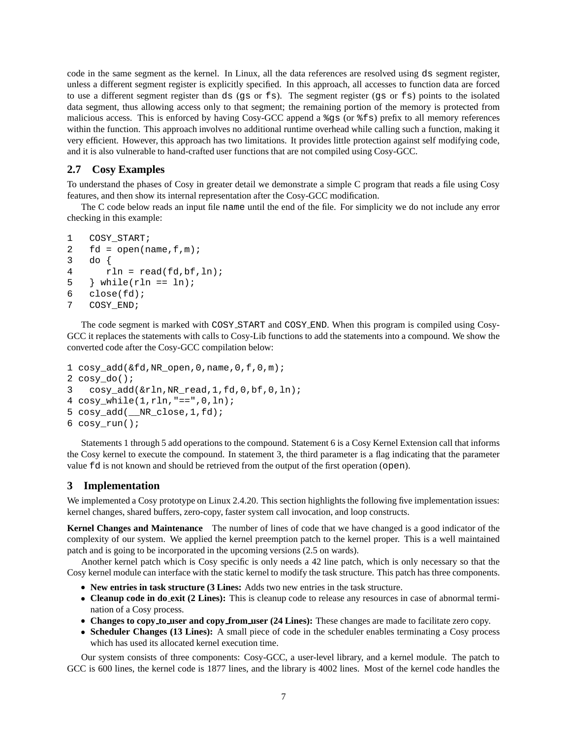code in the same segment as the kernel. In Linux, all the data references are resolved using ds segment register, unless a different segment register is explicitly specified. In this approach, all accesses to function data are forced to use a different segment register than ds (gs or fs). The segment register (gs or fs) points to the isolated data segment, thus allowing access only to that segment; the remaining portion of the memory is protected from malicious access. This is enforced by having Cosy-GCC append a %gs (or %fs) prefix to all memory references within the function. This approach involves no additional runtime overhead while calling such a function, making it very efficient. However, this approach has two limitations. It provides little protection against self modifying code, and it is also vulnerable to hand-crafted user functions that are not compiled using Cosy-GCC.

### 2.7 Cosy Examples

To understand the phases of Cosy in greater detail we demonstrate a simple C program that reads a file using Cosy features, and then show its internal representation after the Cosy-GCC modification.

The C code below reads an input file name until the end of the file. For simplicity we do not include any error checking in this example:

```
1   COSY_START;
2   fd = open(name,f,m);
3   do {
4      rln = read(fd,bf,ln);
5   } while(rln == ln);
6   close(fd);
7   COSY_END;
```

The code segment is marked with COSY_START and COSY_END. When this program is compiled using Cosy-GCC it replaces the statements with calls to Cosy-Lib functions to add the statements into a compound. We show the converted code after the Cosy-GCC compilation below:

```
1 cosy_add(&fd,NR_open,0,name,0,f,0,m);
2 cosy_do();
3   cosy_add(&rln,NR_read,1,fd,0,bf,0,ln);
4 cosy_while(1,rln,"==",0,ln);
5 cosy_add(__NR_close,1,fd);
6 cosy_run();
```

Statements 1 through 5 add operations to the compound. Statement 6 is a Cosy Kernel Extension call that informs the Cosy kernel to execute the compound. In statement 3, the third parameter is a flag indicating that the parameter value fd is not known and should be retrieved from the output of the first operation (open).

## 3 Implementation

We implemented a Cosy prototype on Linux 2.4.20. This section highlights the following five implementation issues: kernel changes, shared buffers, zero-copy, faster system call invocation, and loop constructs.

**Kernel Changes and Maintenance** The number of lines of code that we have changed is a good indicator of the complexity of our system. We applied the kernel preemption patch to the kernel proper. This is a well maintained patch and is going to be incorporated in the upcoming versions (2.5 on wards).

Another kernel patch which is Cosy specific is only needs a 42 line patch, which is only necessary so that the Cosy kernel module can interface with the static kernel to modify the task structure. This patch has three components.

- **New entries in task structure (3 Lines:** Adds two new entries in the task structure.
- **Cleanup code in do_exit (2 Lines):** This is cleanup code to release any resources in case of abnormal termination of a Cosy process.
- **Changes to copy_to_user and copy_from_user (24 Lines):** These changes are made to facilitate zero copy.
- **Scheduler Changes (13 Lines):** A small piece of code in the scheduler enables terminating a Cosy process which has used its allocated kernel execution time.

Our system consists of three components: Cosy-GCC, a user-level library, and a kernel module. The patch to GCC is 600 lines, the kernel code is 1877 lines, and the library is 4002 lines. Most of the kernel code handles the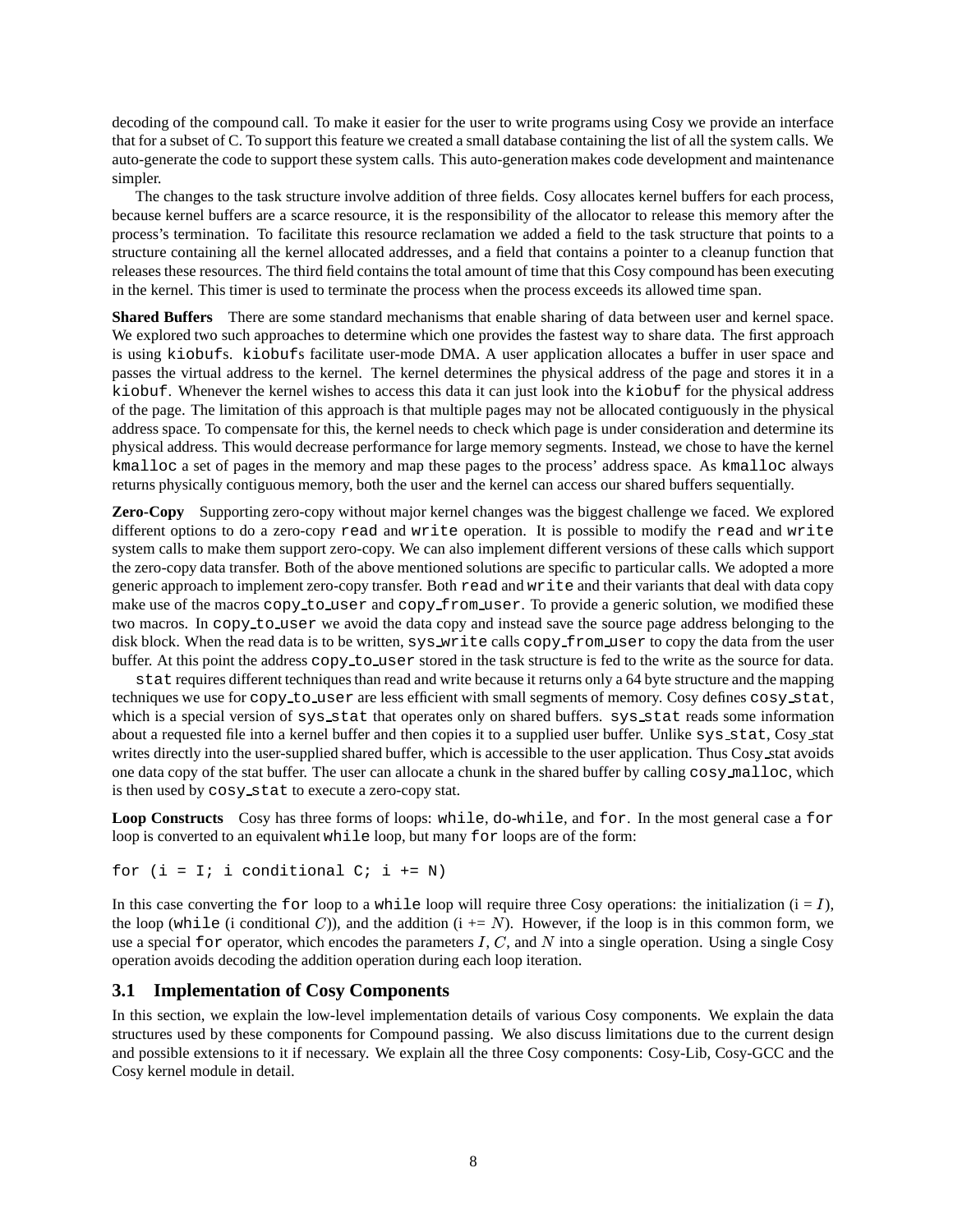decoding of the compound call. To make it easier for the user to write programs using Cosy we provide an interface that for a subset of C. To support this feature we created a small database containing the list of all the system calls. We auto-generate the code to support these system calls. This auto-generation makes code development and maintenance simpler.

The changes to the task structure involve addition of three fields. Cosy allocates kernel buffers for each process, because kernel buffers are a scarce resource, it is the responsibility of the allocator to release this memory after the process's termination. To facilitate this resource reclamation we added a field to the task structure that points to a structure containing all the kernel allocated addresses, and a field that contains a pointer to a cleanup function that releases these resources. The third field contains the total amount of time that this Cosy compound has been executing in the kernel. This timer is used to terminate the process when the process exceeds its allowed time span.

**Shared Buffers** There are some standard mechanisms that enable sharing of data between user and kernel space. We explored two such approaches to determine which one provides the fastest way to share data. The first approach is using `kiobuf`s. `kiobuf`s facilitate user-mode DMA. A user application allocates a buffer in user space and passes the virtual address to the kernel. The kernel determines the physical address of the page and stores it in a `kiobuf`. Whenever the kernel wishes to access this data it can just look into the `kiobuf` for the physical address of the page. The limitation of this approach is that multiple pages may not be allocated contiguously in the physical address space. To compensate for this, the kernel needs to check which page is under consideration and determine its physical address. This would decrease performance for large memory segments. Instead, we chose to have the kernel `kmalloc` a set of pages in the memory and map these pages to the process' address space. As `kmalloc` always returns physically contiguous memory, both the user and the kernel can access our shared buffers sequentially.

**Zero-Copy** Supporting zero-copy without major kernel changes was the biggest challenge we faced. We explored different options to do a zero-copy `read` and `write` operation. It is possible to modify the `read` and `write` system calls to make them support zero-copy. We can also implement different versions of these calls which support the zero-copy data transfer. Both of the above mentioned solutions are specific to particular calls. We adopted a more generic approach to implement zero-copy transfer. Both `read` and `write` and their variants that deal with data copy make use of the macros `copy_to_user` and `copy_from_user`. To provide a generic solution, we modified these two macros. In `copy_to_user` we avoid the data copy and instead save the source page address belonging to the disk block. When the read data is to be written, `sys_write` calls `copy_from_user` to copy the data from the user buffer. At this point the address `copy_to_user` stored in the task structure is fed to the write as the source for data.

`stat` requires different techniques than read and write because it returns only a 64 byte structure and the mapping techniques we use for `copy_to_user` are less efficient with small segments of memory. Cosy defines `cosy_stat`, which is a special version of `sys_stat` that operates only on shared buffers. `sys_stat` reads some information about a requested file into a kernel buffer and then copies it to a supplied user buffer. Unlike `sys_stat`, Cosy_stat writes directly into the user-supplied shared buffer, which is accessible to the user application. Thus Cosy_stat avoids one data copy of the stat buffer. The user can allocate a chunk in the shared buffer by calling `cosy_malloc`, which is then used by `cosy_stat` to execute a zero-copy stat.

**Loop Constructs** Cosy has three forms of loops: `while`, `do-while`, and `for`. In the most general case a `for` loop is converted to an equivalent `while` loop, but many `for` loops are of the form:

```
for (i = I; i conditional C; i += N)
```

In this case converting the `for` loop to a `while` loop will require three Cosy operations: the initialization (i = $I$), the loop (`while` (i conditional $C$)), and the addition (i += $N$). However, if the loop is in this common form, we use a special `for` operator, which encodes the parameters $I$, $C$, and $N$ into a single operation. Using a single Cosy operation avoids decoding the addition operation during each loop iteration.

## 3.1 Implementation of Cosy Components

In this section, we explain the low-level implementation details of various Cosy components. We explain the data structures used by these components for Compound passing. We also discuss limitations due to the current design and possible extensions to it if necessary. We explain all the three Cosy components: Cosy-Lib, Cosy-GCC and the Cosy kernel module in detail.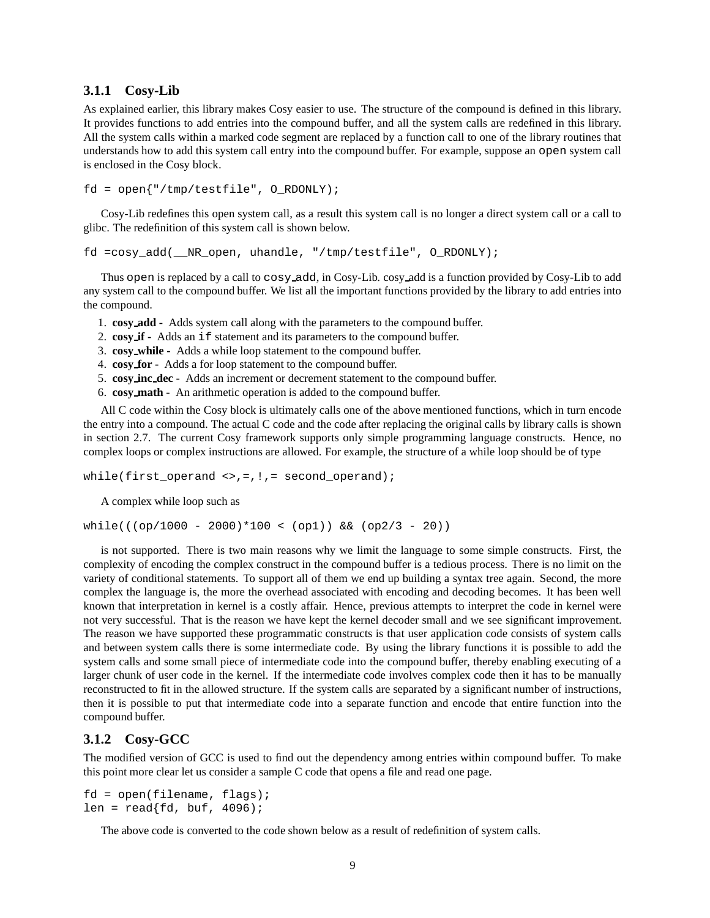### 3.1.1 Cosy-Lib

As explained earlier, this library makes Cosy easier to use. The structure of the compound is defined in this library. It provides functions to add entries into the compound buffer, and all the system calls are redefined in this library. All the system calls within a marked code segment are replaced by a function call to one of the library routines that understands how to add this system call entry into the compound buffer. For example, suppose an `open` system call is enclosed in the Cosy block.

```
fd = open{"/tmp/testfile", O_RDONLY);
```

Cosy-Lib redefines this open system call, as a result this system call is no longer a direct system call or a call to glibc. The redefinition of this system call is shown below.

```
fd =cosy_add(__NR_open, uhandle, "/tmp/testfile", O_RDONLY);
```

Thus `open` is replaced by a call to `cosy_add`, in Cosy-Lib. cosy_add is a function provided by Cosy-Lib to add any system call to the compound buffer. We list all the important functions provided by the library to add entries into the compound.

1. **cosy_add -** Adds system call along with the parameters to the compound buffer.
2. **cosy_if -** Adds an `if` statement and its parameters to the compound buffer.
3. **cosy_while -** Adds a while loop statement to the compound buffer.
4. **cosy_for -** Adds a for loop statement to the compound buffer.
5. **cosy_inc_dec -** Adds an increment or decrement statement to the compound buffer.
6. **cosy_math -** An arithmetic operation is added to the compound buffer.

All C code within the Cosy block is ultimately calls one of the above mentioned functions, which in turn encode the entry into a compound. The actual C code and the code after replacing the original calls by library calls is shown in section 2.7. The current Cosy framework supports only simple programming language constructs. Hence, no complex loops or complex instructions are allowed. For example, the structure of a while loop should be of type

```
while(first_operand <>,=,!,= second_operand);
```

A complex while loop such as

```
while(((op/1000 - 2000)*100 < (op1)) && (op2/3 - 20))
```

is not supported. There is two main reasons why we limit the language to some simple constructs. First, the complexity of encoding the complex construct in the compound buffer is a tedious process. There is no limit on the variety of conditional statements. To support all of them we end up building a syntax tree again. Second, the more complex the language is, the more the overhead associated with encoding and decoding becomes. It has been well known that interpretation in kernel is a costly affair. Hence, previous attempts to interpret the code in kernel were not very successful. That is the reason we have kept the kernel decoder small and we see significant improvement. The reason we have supported these programmatic constructs is that user application code consists of system calls and between system calls there is some intermediate code. By using the library functions it is possible to add the system calls and some small piece of intermediate code into the compound buffer, thereby enabling executing of a larger chunk of user code in the kernel. If the intermediate code involves complex code then it has to be manually reconstructed to fit in the allowed structure. If the system calls are separated by a significant number of instructions, then it is possible to put that intermediate code into a separate function and encode that entire function into the compound buffer.

### 3.1.2 Cosy-GCC

The modified version of GCC is used to find out the dependency among entries within compound buffer. To make this point more clear let us consider a sample C code that opens a file and read one page.

```
fd = open(filename, flags);
len = read{fd, buf, 4096);
```

The above code is converted to the code shown below as a result of redefinition of system calls.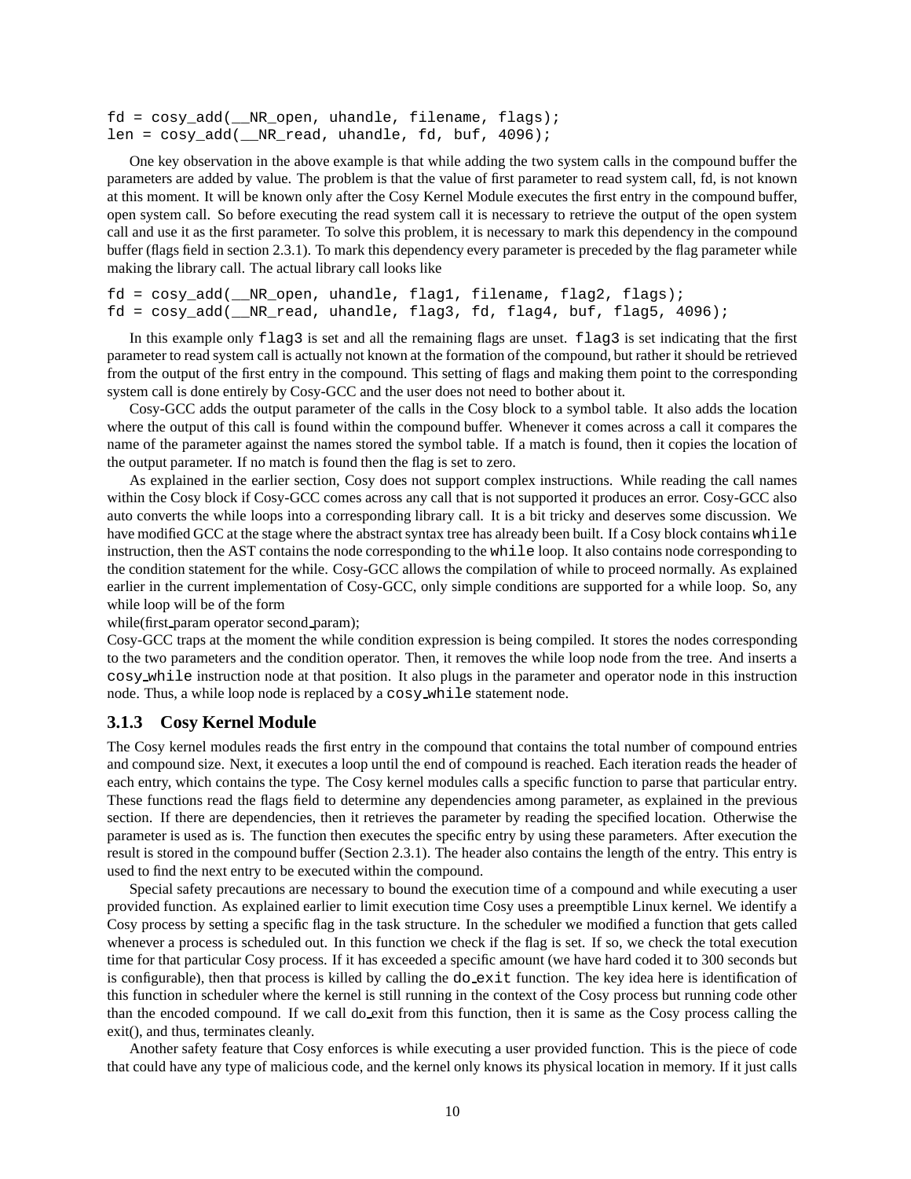```
fd = cosy_add(__NR_open, uhandle, filename, flags);
len = cosy_add(__NR_read, uhandle, fd, buf, 4096);
```

One key observation in the above example is that while adding the two system calls in the compound buffer the parameters are added by value. The problem is that the value of first parameter to read system call, fd, is not known at this moment. It will be known only after the Cosy Kernel Module executes the first entry in the compound buffer, open system call. So before executing the read system call it is necessary to retrieve the output of the open system call and use it as the first parameter. To solve this problem, it is necessary to mark this dependency in the compound buffer (flags field in section 2.3.1). To mark this dependency every parameter is preceded by the flag parameter while making the library call. The actual library call looks like

```
fd = cosy_add(__NR_open, uhandle, flag1, filename, flag2, flags);
fd = cosy_add(__NR_read, uhandle, flag3, fd, flag4, buf, flag5, 4096);
```

In this example only `flag3` is set and all the remaining flags are unset. `flag3` is set indicating that the first parameter to read system call is actually not known at the formation of the compound, but rather it should be retrieved from the output of the first entry in the compound. This setting of flags and making them point to the corresponding system call is done entirely by Cosy-GCC and the user does not need to bother about it.

Cosy-GCC adds the output parameter of the calls in the Cosy block to a symbol table. It also adds the location where the output of this call is found within the compound buffer. Whenever it comes across a call it compares the name of the parameter against the names stored the symbol table. If a match is found, then it copies the location of the output parameter. If no match is found then the flag is set to zero.

As explained in the earlier section, Cosy does not support complex instructions. While reading the call names within the Cosy block if Cosy-GCC comes across any call that is not supported it produces an error. Cosy-GCC also auto converts the while loops into a corresponding library call. It is a bit tricky and deserves some discussion. We have modified GCC at the stage where the abstract syntax tree has already been built. If a Cosy block contains `while` instruction, then the AST contains the node corresponding to the `while` loop. It also contains node corresponding to the condition statement for the while. Cosy-GCC allows the compilation of while to proceed normally. As explained earlier in the current implementation of Cosy-GCC, only simple conditions are supported for a while loop. So, any while loop will be of the form

while(first_param operator second_param);

Cosy-GCC traps at the moment the while condition expression is being compiled. It stores the nodes corresponding to the two parameters and the condition operator. Then, it removes the while loop node from the tree. And inserts a `cosy_while` instruction node at that position. It also plugs in the parameter and operator node in this instruction node. Thus, a while loop node is replaced by a `cosy_while` statement node.

### 3.1.3 Cosy Kernel Module

The Cosy kernel modules reads the first entry in the compound that contains the total number of compound entries and compound size. Next, it executes a loop until the end of compound is reached. Each iteration reads the header of each entry, which contains the type. The Cosy kernel modules calls a specific function to parse that particular entry. These functions read the flags field to determine any dependencies among parameter, as explained in the previous section. If there are dependencies, then it retrieves the parameter by reading the specified location. Otherwise the parameter is used as is. The function then executes the specific entry by using these parameters. After execution the result is stored in the compound buffer (Section 2.3.1). The header also contains the length of the entry. This entry is used to find the next entry to be executed within the compound.

Special safety precautions are necessary to bound the execution time of a compound and while executing a user provided function. As explained earlier to limit execution time Cosy uses a preemptible Linux kernel. We identify a Cosy process by setting a specific flag in the task structure. In the scheduler we modified a function that gets called whenever a process is scheduled out. In this function we check if the flag is set. If so, we check the total execution time for that particular Cosy process. If it has exceeded a specific amount (we have hard coded it to 300 seconds but is configurable), then that process is killed by calling the `do_exit` function. The key idea here is identification of this function in scheduler where the kernel is still running in the context of the Cosy process but running code other than the encoded compound. If we call do_exit from this function, then it is same as the Cosy process calling the exit(), and thus, terminates cleanly.

Another safety feature that Cosy enforces is while executing a user provided function. This is the piece of code that could have any type of malicious code, and the kernel only knows its physical location in memory. If it just calls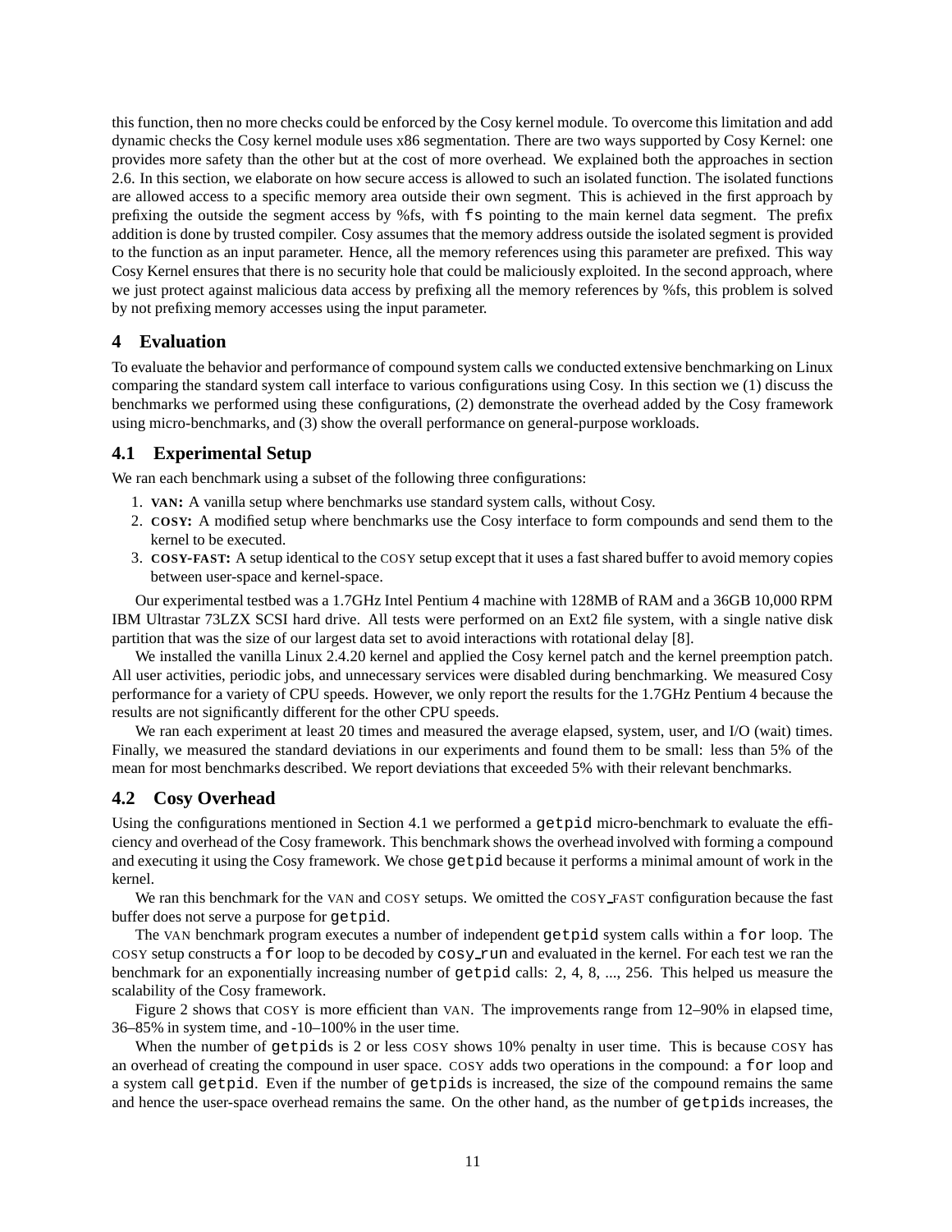this function, then no more checks could be enforced by the Cosy kernel module. To overcome this limitation and add dynamic checks the Cosy kernel module uses x86 segmentation. There are two ways supported by Cosy Kernel: one provides more safety than the other but at the cost of more overhead. We explained both the approaches in section 2.6. In this section, we elaborate on how secure access is allowed to such an isolated function. The isolated functions are allowed access to a specific memory area outside their own segment. This is achieved in the first approach by prefixing the outside the segment access by %fs, with `fs` pointing to the main kernel data segment. The prefix addition is done by trusted compiler. Cosy assumes that the memory address outside the isolated segment is provided to the function as an input parameter. Hence, all the memory references using this parameter are prefixed. This way Cosy Kernel ensures that there is no security hole that could be maliciously exploited. In the second approach, where we just protect against malicious data access by prefixing all the memory references by %fs, this problem is solved by not prefixing memory accesses using the input parameter.

## 4 Evaluation

To evaluate the behavior and performance of compound system calls we conducted extensive benchmarking on Linux comparing the standard system call interface to various configurations using Cosy. In this section we (1) discuss the benchmarks we performed using these configurations, (2) demonstrate the overhead added by the Cosy framework using micro-benchmarks, and (3) show the overall performance on general-purpose workloads.

### 4.1 Experimental Setup

We ran each benchmark using a subset of the following three configurations:

1. **VAN:** A vanilla setup where benchmarks use standard system calls, without Cosy.
2. **COSY:** A modified setup where benchmarks use the Cosy interface to form compounds and send them to the kernel to be executed.
3. **COSY-FAST:** A setup identical to the COSY setup except that it uses a fast shared buffer to avoid memory copies between user-space and kernel-space.

Our experimental testbed was a 1.7GHz Intel Pentium 4 machine with 128MB of RAM and a 36GB 10,000 RPM IBM Ultrastar 73LZX SCSI hard drive. All tests were performed on an Ext2 file system, with a single native disk partition that was the size of our largest data set to avoid interactions with rotational delay [8].

We installed the vanilla Linux 2.4.20 kernel and applied the Cosy kernel patch and the kernel preemption patch. All user activities, periodic jobs, and unnecessary services were disabled during benchmarking. We measured Cosy performance for a variety of CPU speeds. However, we only report the results for the 1.7GHz Pentium 4 because the results are not significantly different for the other CPU speeds.

We ran each experiment at least 20 times and measured the average elapsed, system, user, and I/O (wait) times. Finally, we measured the standard deviations in our experiments and found them to be small: less than 5% of the mean for most benchmarks described. We report deviations that exceeded 5% with their relevant benchmarks.

### 4.2 Cosy Overhead

Using the configurations mentioned in Section 4.1 we performed a `getpid` micro-benchmark to evaluate the efficiency and overhead of the Cosy framework. This benchmark shows the overhead involved with forming a compound and executing it using the Cosy framework. We chose `getpid` because it performs a minimal amount of work in the kernel.

We ran this benchmark for the VAN and COSY setups. We omitted the COSY_FAST configuration because the fast buffer does not serve a purpose for `getpid`.

The VAN benchmark program executes a number of independent `getpid` system calls within a `for` loop. The COSY setup constructs a `for` loop to be decoded by `cosy_run` and evaluated in the kernel. For each test we ran the benchmark for an exponentially increasing number of `getpid` calls: 2, 4, 8, ..., 256. This helped us measure the scalability of the Cosy framework.

Figure 2 shows that COSY is more efficient than VAN. The improvements range from 12–90% in elapsed time, 36–85% in system time, and -10–100% in the user time.

When the number of `getpid`s is 2 or less COSY shows 10% penalty in user time. This is because COSY has an overhead of creating the compound in user space. COSY adds two operations in the compound: a `for` loop and a system call `getpid`. Even if the number of `getpid`s is increased, the size of the compound remains the same and hence the user-space overhead remains the same. On the other hand, as the number of `getpid`s increases, the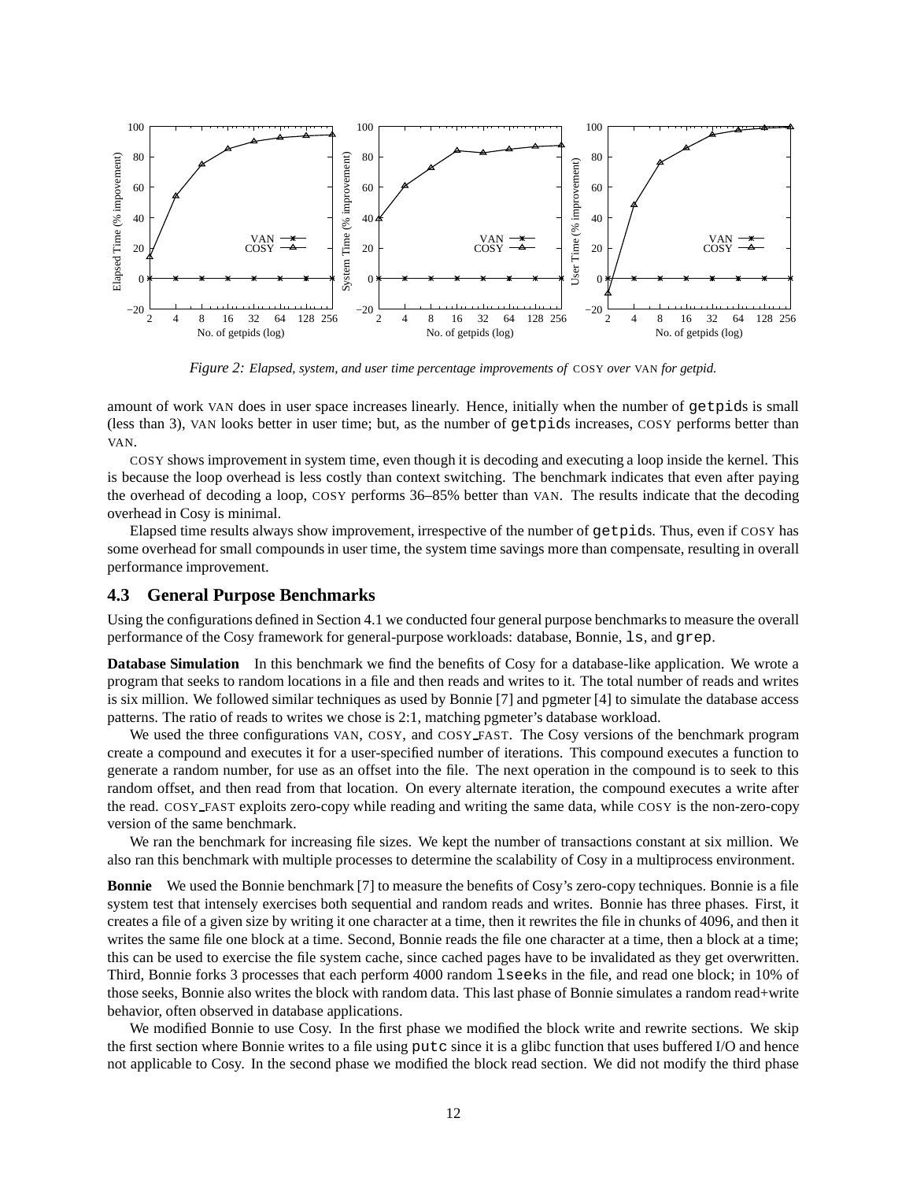*Figure 2: Elapsed, system, and user time percentage improvements of* COSY *over* VAN *for getpid.*

amount of work VAN does in user space increases linearly. Hence, initially when the number of getpids is small (less than 3), VAN looks better in user time; but, as the number of getpids increases, COSY performs better than VAN.

COSY shows improvement in system time, even though it is decoding and executing a loop inside the kernel. This is because the loop overhead is less costly than context switching. The benchmark indicates that even after paying the overhead of decoding a loop, COSY performs 36–85% better than VAN. The results indicate that the decoding overhead in Cosy is minimal.

Elapsed time results always show improvement, irrespective of the number of getpids. Thus, even if COSY has some overhead for small compounds in user time, the system time savings more than compensate, resulting in overall performance improvement.

### 4.3 General Purpose Benchmarks

Using the configurations defined in Section 4.1 we conducted four general purpose benchmarks to measure the overall performance of the Cosy framework for general-purpose workloads: database, Bonnie, ls, and grep.

**Database Simulation** In this benchmark we find the benefits of Cosy for a database-like application. We wrote a program that seeks to random locations in a file and then reads and writes to it. The total number of reads and writes is six million. We followed similar techniques as used by Bonnie [7] and pgmeter [4] to simulate the database access patterns. The ratio of reads to writes we chose is 2:1, matching pgmeter's database workload.

We used the three configurations VAN, COSY, and COSY_FAST. The Cosy versions of the benchmark program create a compound and executes it for a user-specified number of iterations. This compound executes a function to generate a random number, for use as an offset into the file. The next operation in the compound is to seek to this random offset, and then read from that location. On every alternate iteration, the compound executes a write after the read. COSY_FAST exploits zero-copy while reading and writing the same data, while COSY is the non-zero-copy version of the same benchmark.

We ran the benchmark for increasing file sizes. We kept the number of transactions constant at six million. We also ran this benchmark with multiple processes to determine the scalability of Cosy in a multiprocess environment.

**Bonnie** We used the Bonnie benchmark [7] to measure the benefits of Cosy's zero-copy techniques. Bonnie is a file system test that intensely exercises both sequential and random reads and writes. Bonnie has three phases. First, it creates a file of a given size by writing it one character at a time, then it rewrites the file in chunks of 4096, and then it writes the same file one block at a time. Second, Bonnie reads the file one character at a time, then a block at a time; this can be used to exercise the file system cache, since cached pages have to be invalidated as they get overwritten. Third, Bonnie forks 3 processes that each perform 4000 random lseeks in the file, and read one block; in 10% of those seeks, Bonnie also writes the block with random data. This last phase of Bonnie simulates a random read+write behavior, often observed in database applications.

We modified Bonnie to use Cosy. In the first phase we modified the block write and rewrite sections. We skip the first section where Bonnie writes to a file using putc since it is a glibc function that uses buffered I/O and hence not applicable to Cosy. In the second phase we modified the block read section. We did not modify the third phase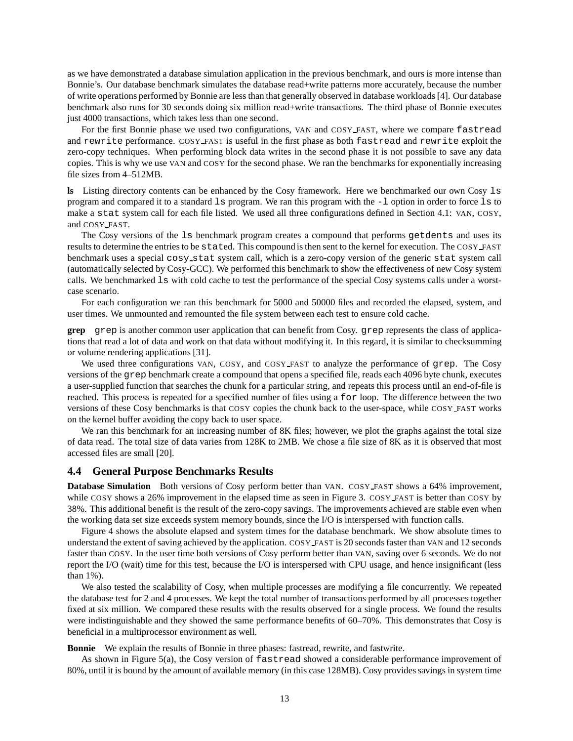as we have demonstrated a database simulation application in the previous benchmark, and ours is more intense than Bonnie's. Our database benchmark simulates the database read+write patterns more accurately, because the number of write operations performed by Bonnie are less than that generally observed in database workloads [4]. Our database benchmark also runs for 30 seconds doing six million read+write transactions. The third phase of Bonnie executes just 4000 transactions, which takes less than one second.

For the first Bonnie phase we used two configurations, VAN and COSY_FAST, where we compare `fastread` and `rewrite` performance. COSY_FAST is useful in the first phase as both `fastread` and `rewrite` exploit the zero-copy techniques. When performing block data writes in the second phase it is not possible to save any data copies. This is why we use VAN and COSY for the second phase. We ran the benchmarks for exponentially increasing file sizes from 4–512MB.

**ls** Listing directory contents can be enhanced by the Cosy framework. Here we benchmarked our own Cosy `ls` program and compared it to a standard `ls` program. We ran this program with the `-l` option in order to force `ls` to make a `stat` system call for each file listed. We used all three configurations defined in Section 4.1: VAN, COSY, and COSY_FAST.

The Cosy versions of the `ls` benchmark program creates a compound that performs `getdents` and uses its results to determine the entries to be `stat`ed. This compound is then sent to the kernel for execution. The COSY_FAST benchmark uses a special `cosy_stat` system call, which is a zero-copy version of the generic `stat` system call (automatically selected by Cosy-GCC). We performed this benchmark to show the effectiveness of new Cosy system calls. We benchmarked `ls` with cold cache to test the performance of the special Cosy systems calls under a worst-case scenario.

For each configuration we ran this benchmark for 5000 and 50000 files and recorded the elapsed, system, and user times. We unmounted and remounted the file system between each test to ensure cold cache.

**grep** `grep` is another common user application that can benefit from Cosy. `grep` represents the class of applications that read a lot of data and work on that data without modifying it. In this regard, it is similar to checksumming or volume rendering applications [31].

We used three configurations VAN, COSY, and COSY_FAST to analyze the performance of `grep`. The Cosy versions of the `grep` benchmark create a compound that opens a specified file, reads each 4096 byte chunk, executes a user-supplied function that searches the chunk for a particular string, and repeats this process until an end-of-file is reached. This process is repeated for a specified number of files using a `for` loop. The difference between the two versions of these Cosy benchmarks is that COSY copies the chunk back to the user-space, while COSY_FAST works on the kernel buffer avoiding the copy back to user space.

We ran this benchmark for an increasing number of 8K files; however, we plot the graphs against the total size of data read. The total size of data varies from 128K to 2MB. We chose a file size of 8K as it is observed that most accessed files are small [20].

### 4.4 General Purpose Benchmarks Results

**Database Simulation** Both versions of Cosy perform better than VAN. COSY_FAST shows a 64% improvement, while COSY shows a 26% improvement in the elapsed time as seen in Figure 3. COSY_FAST is better than COSY by 38%. This additional benefit is the result of the zero-copy savings. The improvements achieved are stable even when the working data set size exceeds system memory bounds, since the I/O is interspersed with function calls.

Figure 4 shows the absolute elapsed and system times for the database benchmark. We show absolute times to understand the extent of saving achieved by the application. COSY_FAST is 20 seconds faster than VAN and 12 seconds faster than COSY. In the user time both versions of Cosy perform better than VAN, saving over 6 seconds. We do not report the I/O (wait) time for this test, because the I/O is interspersed with CPU usage, and hence insignificant (less than 1%).

We also tested the scalability of Cosy, when multiple processes are modifying a file concurrently. We repeated the database test for 2 and 4 processes. We kept the total number of transactions performed by all processes together fixed at six million. We compared these results with the results observed for a single process. We found the results were indistinguishable and they showed the same performance benefits of 60–70%. This demonstrates that Cosy is beneficial in a multiprocessor environment as well.

**Bonnie** We explain the results of Bonnie in three phases: fastread, rewrite, and fastwrite.

As shown in Figure 5(a), the Cosy version of `fastread` showed a considerable performance improvement of 80%, until it is bound by the amount of available memory (in this case 128MB). Cosy provides savings in system time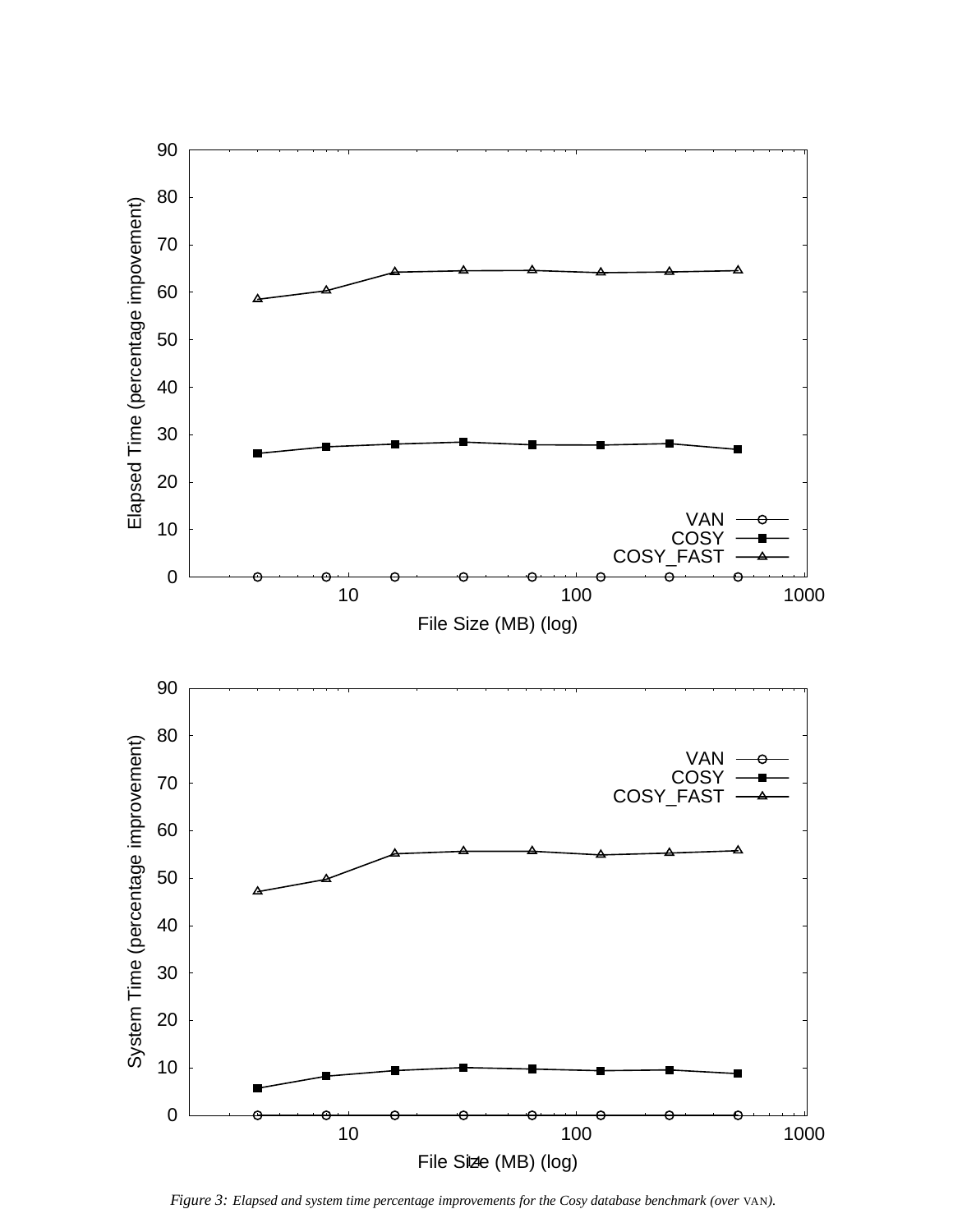Figure 3: *Elapsed and system time percentage improvements for the Cosy database benchmark (over* VAN*).*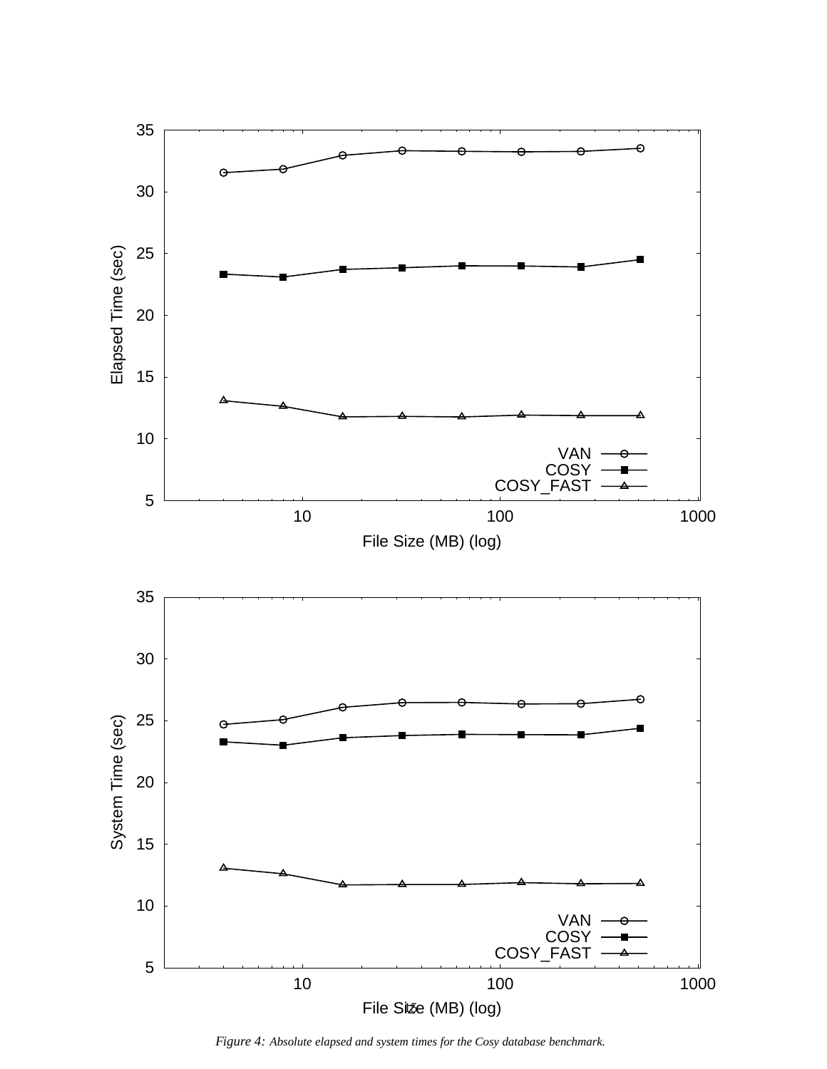*Figure 4: Absolute elapsed and system times for the Cosy database benchmark.*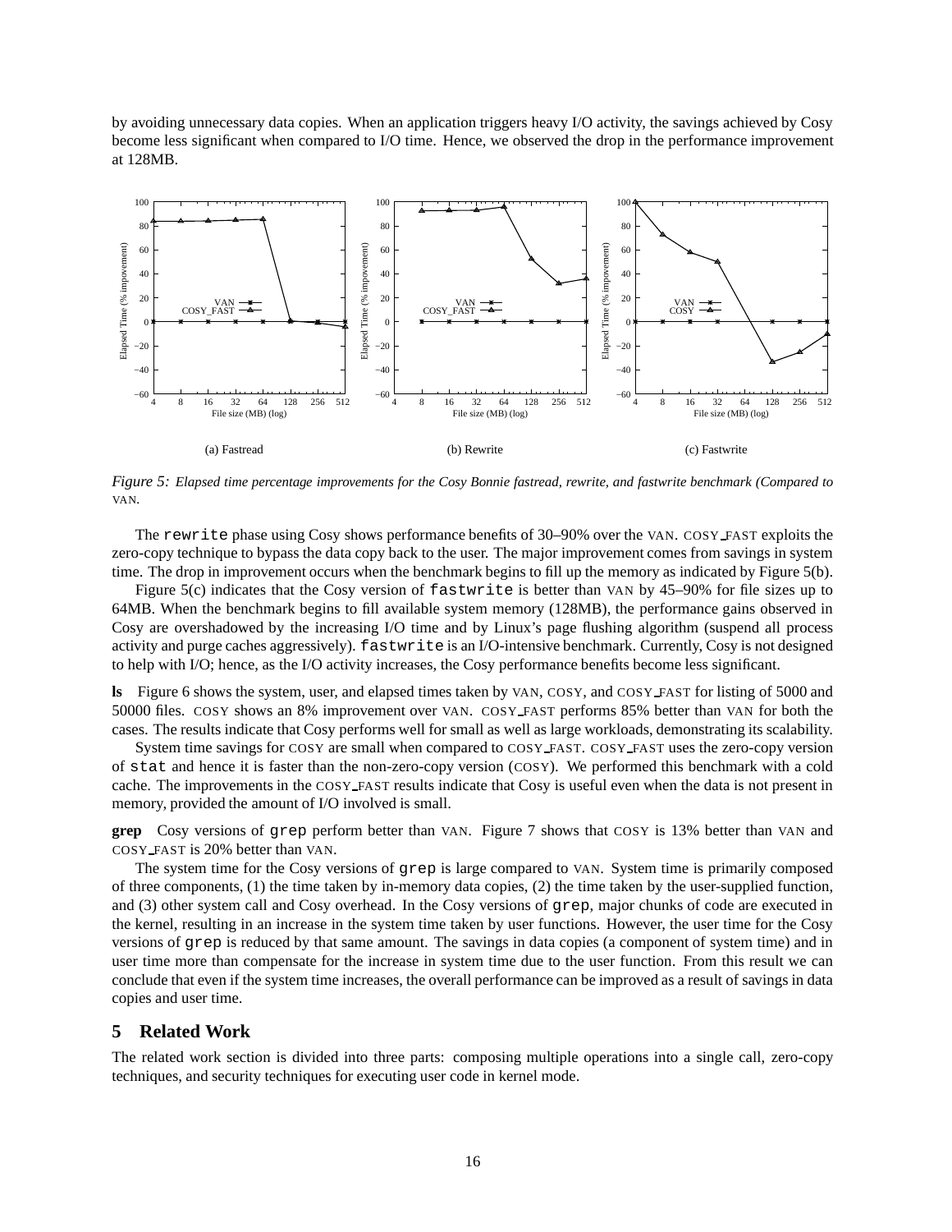by avoiding unnecessary data copies. When an application triggers heavy I/O activity, the savings achieved by Cosy become less significant when compared to I/O time. Hence, we observed the drop in the performance improvement at 128MB.

(a) Fastread (b) Rewrite (c) Fastwrite

*Figure 5: Elapsed time percentage improvements for the Cosy Bonnie fastread, rewrite, and fastwrite benchmark (Compared to* VAN.

The `rewrite` phase using Cosy shows performance benefits of 30–90% over the VAN. COSY_FAST exploits the zero-copy technique to bypass the data copy back to the user. The major improvement comes from savings in system time. The drop in improvement occurs when the benchmark begins to fill up the memory as indicated by Figure 5(b).

Figure 5(c) indicates that the Cosy version of `fastwrite` is better than VAN by 45–90% for file sizes up to 64MB. When the benchmark begins to fill available system memory (128MB), the performance gains observed in Cosy are overshadowed by the increasing I/O time and by Linux's page flushing algorithm (suspend all process activity and purge caches aggressively). `fastwrite` is an I/O-intensive benchmark. Currently, Cosy is not designed to help with I/O; hence, as the I/O activity increases, the Cosy performance benefits become less significant.

**ls** Figure 6 shows the system, user, and elapsed times taken by VAN, COSY, and COSY_FAST for listing of 5000 and 50000 files. COSY shows an 8% improvement over VAN. COSY_FAST performs 85% better than VAN for both the cases. The results indicate that Cosy performs well for small as well as large workloads, demonstrating its scalability.

System time savings for COSY are small when compared to COSY_FAST. COSY_FAST uses the zero-copy version of `stat` and hence it is faster than the non-zero-copy version (COSY). We performed this benchmark with a cold cache. The improvements in the COSY_FAST results indicate that Cosy is useful even when the data is not present in memory, provided the amount of I/O involved is small.

**grep** Cosy versions of `grep` perform better than VAN. Figure 7 shows that COSY is 13% better than VAN and COSY_FAST is 20% better than VAN.

The system time for the Cosy versions of `grep` is large compared to VAN. System time is primarily composed of three components, (1) the time taken by in-memory data copies, (2) the time taken by the user-supplied function, and (3) other system call and Cosy overhead. In the Cosy versions of `grep`, major chunks of code are executed in the kernel, resulting in an increase in the system time taken by user functions. However, the user time for the Cosy versions of `grep` is reduced by that same amount. The savings in data copies (a component of system time) and in user time more than compensate for the increase in system time due to the user function. From this result we can conclude that even if the system time increases, the overall performance can be improved as a result of savings in data copies and user time.

## 5 Related Work

The related work section is divided into three parts: composing multiple operations into a single call, zero-copy techniques, and security techniques for executing user code in kernel mode.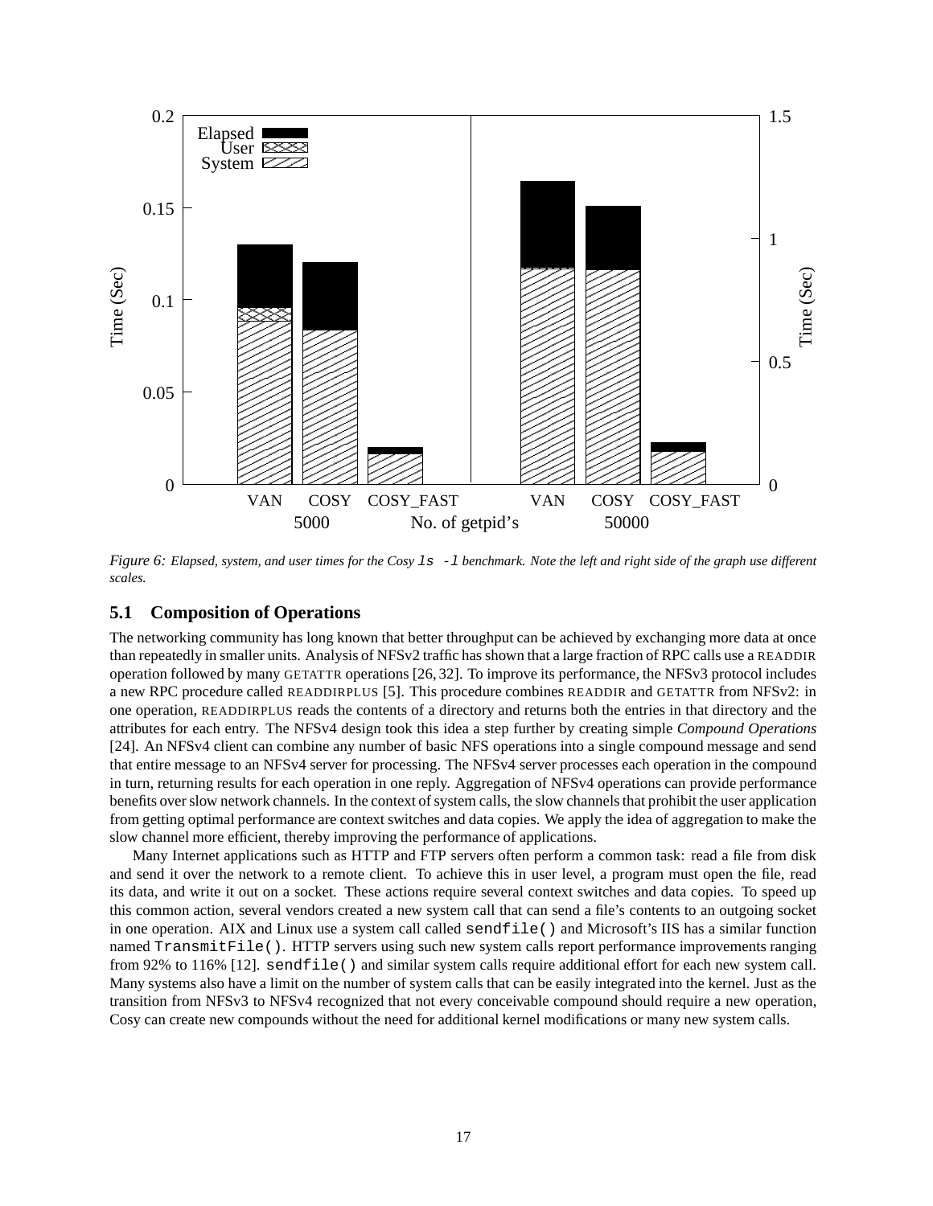*Figure 6: Elapsed, system, and user times for the Cosy `ls -l` benchmark. Note the left and right side of the graph use different scales.*

### 5.1 Composition of Operations

The networking community has long known that better throughput can be achieved by exchanging more data at once than repeatedly in smaller units. Analysis of NFSv2 traffic has shown that a large fraction of RPC calls use a READDIR operation followed by many GETATTR operations [26, 32]. To improve its performance, the NFSv3 protocol includes a new RPC procedure called READDIRPLUS [5]. This procedure combines READDIR and GETATTR from NFSv2: in one operation, READDIRPLUS reads the contents of a directory and returns both the entries in that directory and the attributes for each entry. The NFSv4 design took this idea a step further by creating simple *Compound Operations* [24]. An NFSv4 client can combine any number of basic NFS operations into a single compound message and send that entire message to an NFSv4 server for processing. The NFSv4 server processes each operation in the compound in turn, returning results for each operation in one reply. Aggregation of NFSv4 operations can provide performance benefits over slow network channels. In the context of system calls, the slow channels that prohibit the user application from getting optimal performance are context switches and data copies. We apply the idea of aggregation to make the slow channel more efficient, thereby improving the performance of applications.

Many Internet applications such as HTTP and FTP servers often perform a common task: read a file from disk and send it over the network to a remote client. To achieve this in user level, a program must open the file, read its data, and write it out on a socket. These actions require several context switches and data copies. To speed up this common action, several vendors created a new system call that can send a file's contents to an outgoing socket in one operation. AIX and Linux use a system call called `sendfile()` and Microsoft's IIS has a similar function named `TransmitFile()`. HTTP servers using such new system calls report performance improvements ranging from 92% to 116% [12]. `sendfile()` and similar system calls require additional effort for each new system call. Many systems also have a limit on the number of system calls that can be easily integrated into the kernel. Just as the transition from NFSv3 to NFSv4 recognized that not every conceivable compound should require a new operation, Cosy can create new compounds without the need for additional kernel modifications or many new system calls.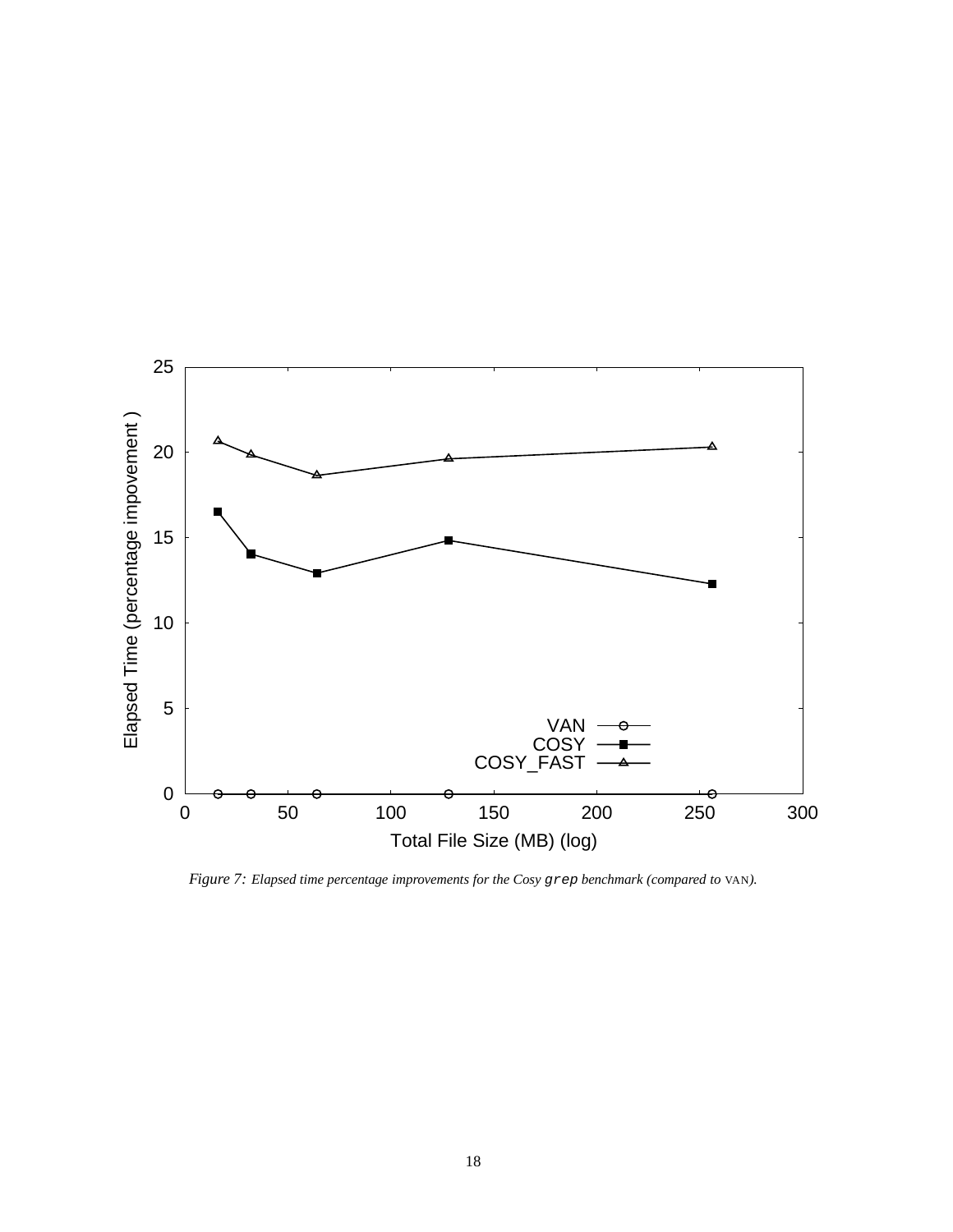*Figure 7: Elapsed time percentage improvements for the Cosy `grep` benchmark (compared to* VAN*).*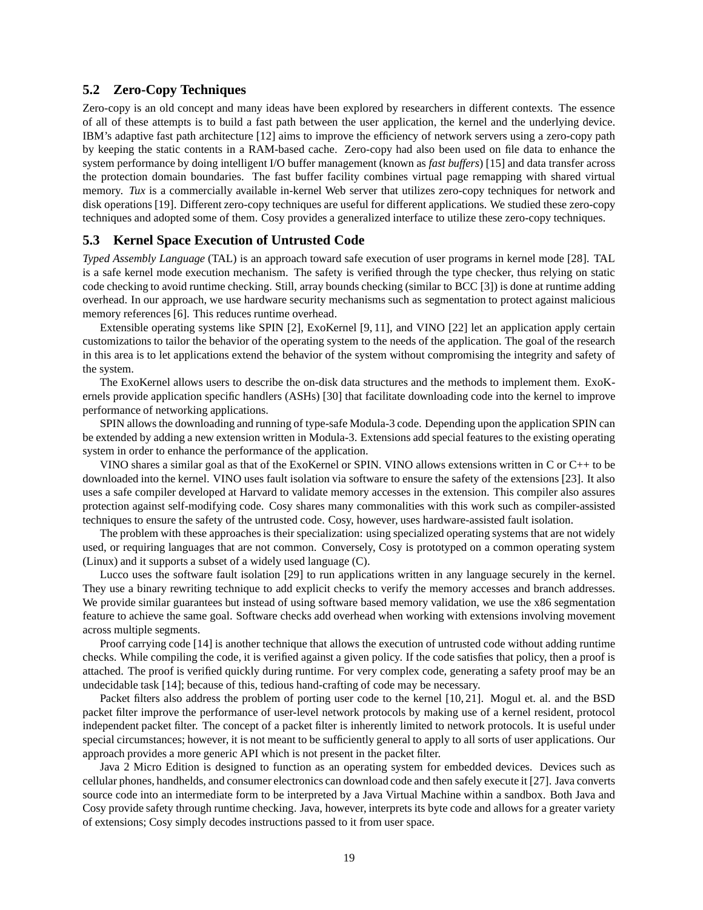### 5.2 Zero-Copy Techniques

Zero-copy is an old concept and many ideas have been explored by researchers in different contexts. The essence of all of these attempts is to build a fast path between the user application, the kernel and the underlying device. IBM's adaptive fast path architecture [12] aims to improve the efficiency of network servers using a zero-copy path by keeping the static contents in a RAM-based cache. Zero-copy had also been used on file data to enhance the system performance by doing intelligent I/O buffer management (known as *fast buffers*) [15] and data transfer across the protection domain boundaries. The fast buffer facility combines virtual page remapping with shared virtual memory. *Tux* is a commercially available in-kernel Web server that utilizes zero-copy techniques for network and disk operations [19]. Different zero-copy techniques are useful for different applications. We studied these zero-copy techniques and adopted some of them. Cosy provides a generalized interface to utilize these zero-copy techniques.

### 5.3 Kernel Space Execution of Untrusted Code

*Typed Assembly Language* (TAL) is an approach toward safe execution of user programs in kernel mode [28]. TAL is a safe kernel mode execution mechanism. The safety is verified through the type checker, thus relying on static code checking to avoid runtime checking. Still, array bounds checking (similar to BCC [3]) is done at runtime adding overhead. In our approach, we use hardware security mechanisms such as segmentation to protect against malicious memory references [6]. This reduces runtime overhead.

Extensible operating systems like SPIN [2], ExoKernel [9, 11], and VINO [22] let an application apply certain customizations to tailor the behavior of the operating system to the needs of the application. The goal of the research in this area is to let applications extend the behavior of the system without compromising the integrity and safety of the system.

The ExoKernel allows users to describe the on-disk data structures and the methods to implement them. ExoKernels provide application specific handlers (ASHs) [30] that facilitate downloading code into the kernel to improve performance of networking applications.

SPIN allows the downloading and running of type-safe Modula-3 code. Depending upon the application SPIN can be extended by adding a new extension written in Modula-3. Extensions add special features to the existing operating system in order to enhance the performance of the application.

VINO shares a similar goal as that of the ExoKernel or SPIN. VINO allows extensions written in C or C++ to be downloaded into the kernel. VINO uses fault isolation via software to ensure the safety of the extensions [23]. It also uses a safe compiler developed at Harvard to validate memory accesses in the extension. This compiler also assures protection against self-modifying code. Cosy shares many commonalities with this work such as compiler-assisted techniques to ensure the safety of the untrusted code. Cosy, however, uses hardware-assisted fault isolation.

The problem with these approaches is their specialization: using specialized operating systems that are not widely used, or requiring languages that are not common. Conversely, Cosy is prototyped on a common operating system (Linux) and it supports a subset of a widely used language (C).

Lucco uses the software fault isolation [29] to run applications written in any language securely in the kernel. They use a binary rewriting technique to add explicit checks to verify the memory accesses and branch addresses. We provide similar guarantees but instead of using software based memory validation, we use the x86 segmentation feature to achieve the same goal. Software checks add overhead when working with extensions involving movement across multiple segments.

Proof carrying code [14] is another technique that allows the execution of untrusted code without adding runtime checks. While compiling the code, it is verified against a given policy. If the code satisfies that policy, then a proof is attached. The proof is verified quickly during runtime. For very complex code, generating a safety proof may be an undecidable task [14]; because of this, tedious hand-crafting of code may be necessary.

Packet filters also address the problem of porting user code to the kernel [10, 21]. Mogul et. al. and the BSD packet filter improve the performance of user-level network protocols by making use of a kernel resident, protocol independent packet filter. The concept of a packet filter is inherently limited to network protocols. It is useful under special circumstances; however, it is not meant to be sufficiently general to apply to all sorts of user applications. Our approach provides a more generic API which is not present in the packet filter.

Java 2 Micro Edition is designed to function as an operating system for embedded devices. Devices such as cellular phones, handhelds, and consumer electronics can download code and then safely execute it [27]. Java converts source code into an intermediate form to be interpreted by a Java Virtual Machine within a sandbox. Both Java and Cosy provide safety through runtime checking. Java, however, interprets its byte code and allows for a greater variety of extensions; Cosy simply decodes instructions passed to it from user space.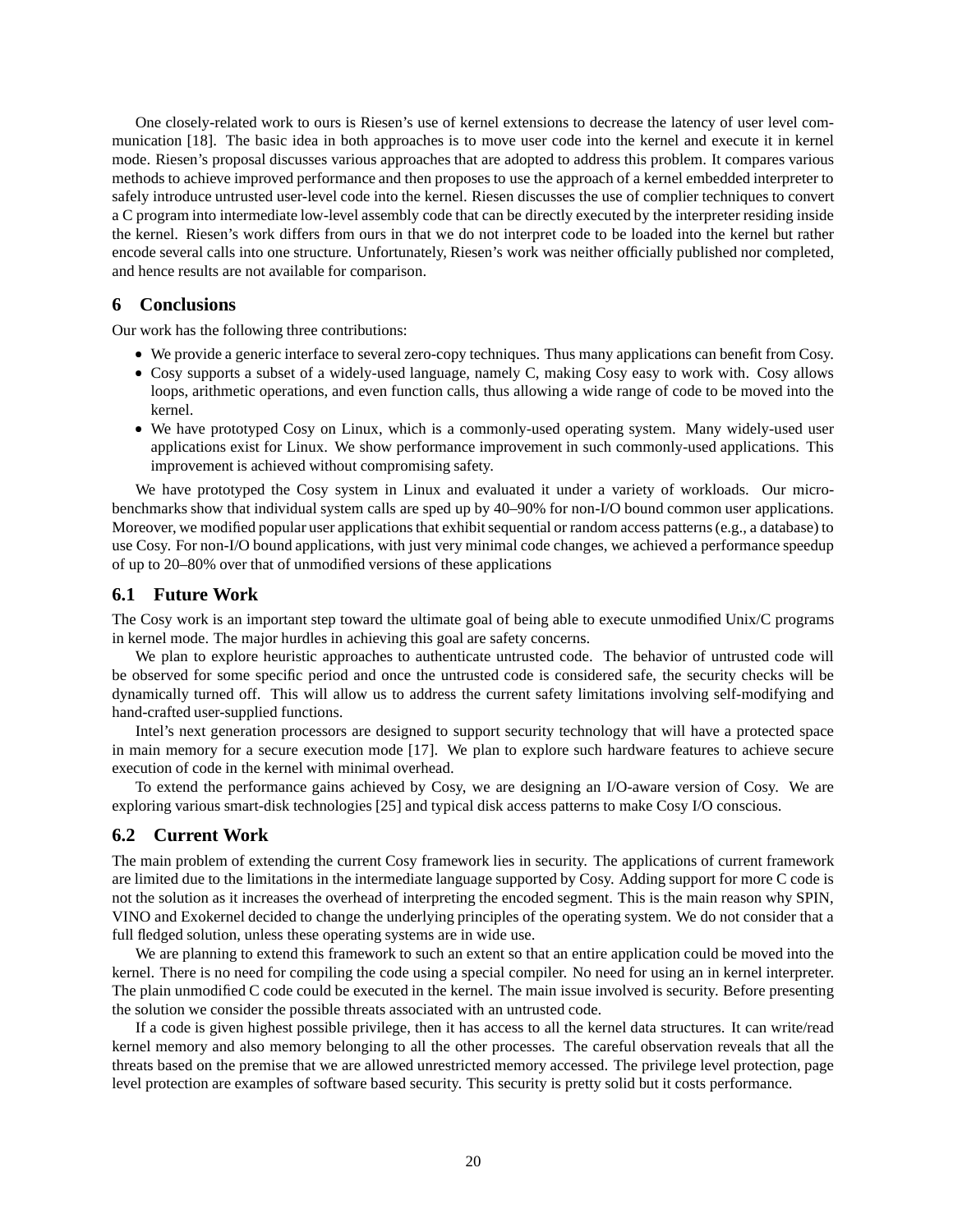One closely-related work to ours is Riesen's use of kernel extensions to decrease the latency of user level communication [18]. The basic idea in both approaches is to move user code into the kernel and execute it in kernel mode. Riesen's proposal discusses various approaches that are adopted to address this problem. It compares various methods to achieve improved performance and then proposes to use the approach of a kernel embedded interpreter to safely introduce untrusted user-level code into the kernel. Riesen discusses the use of complier techniques to convert a C program into intermediate low-level assembly code that can be directly executed by the interpreter residing inside the kernel. Riesen's work differs from ours in that we do not interpret code to be loaded into the kernel but rather encode several calls into one structure. Unfortunately, Riesen's work was neither officially published nor completed, and hence results are not available for comparison.

## 6 Conclusions

Our work has the following three contributions:

- We provide a generic interface to several zero-copy techniques. Thus many applications can benefit from Cosy.
- Cosy supports a subset of a widely-used language, namely C, making Cosy easy to work with. Cosy allows loops, arithmetic operations, and even function calls, thus allowing a wide range of code to be moved into the kernel.
- We have prototyped Cosy on Linux, which is a commonly-used operating system. Many widely-used user applications exist for Linux. We show performance improvement in such commonly-used applications. This improvement is achieved without compromising safety.

We have prototyped the Cosy system in Linux and evaluated it under a variety of workloads. Our micro-benchmarks show that individual system calls are sped up by 40–90% for non-I/O bound common user applications. Moreover, we modified popular user applications that exhibit sequential or random access patterns (e.g., a database) to use Cosy. For non-I/O bound applications, with just very minimal code changes, we achieved a performance speedup of up to 20–80% over that of unmodified versions of these applications

### 6.1 Future Work

The Cosy work is an important step toward the ultimate goal of being able to execute unmodified Unix/C programs in kernel mode. The major hurdles in achieving this goal are safety concerns.

We plan to explore heuristic approaches to authenticate untrusted code. The behavior of untrusted code will be observed for some specific period and once the untrusted code is considered safe, the security checks will be dynamically turned off. This will allow us to address the current safety limitations involving self-modifying and hand-crafted user-supplied functions.

Intel's next generation processors are designed to support security technology that will have a protected space in main memory for a secure execution mode [17]. We plan to explore such hardware features to achieve secure execution of code in the kernel with minimal overhead.

To extend the performance gains achieved by Cosy, we are designing an I/O-aware version of Cosy. We are exploring various smart-disk technologies [25] and typical disk access patterns to make Cosy I/O conscious.

### 6.2 Current Work

The main problem of extending the current Cosy framework lies in security. The applications of current framework are limited due to the limitations in the intermediate language supported by Cosy. Adding support for more C code is not the solution as it increases the overhead of interpreting the encoded segment. This is the main reason why SPIN, VINO and Exokernel decided to change the underlying principles of the operating system. We do not consider that a full fledged solution, unless these operating systems are in wide use.

We are planning to extend this framework to such an extent so that an entire application could be moved into the kernel. There is no need for compiling the code using a special compiler. No need for using an in kernel interpreter. The plain unmodified C code could be executed in the kernel. The main issue involved is security. Before presenting the solution we consider the possible threats associated with an untrusted code.

If a code is given highest possible privilege, then it has access to all the kernel data structures. It can write/read kernel memory and also memory belonging to all the other processes. The careful observation reveals that all the threats based on the premise that we are allowed unrestricted memory accessed. The privilege level protection, page level protection are examples of software based security. This security is pretty solid but it costs performance.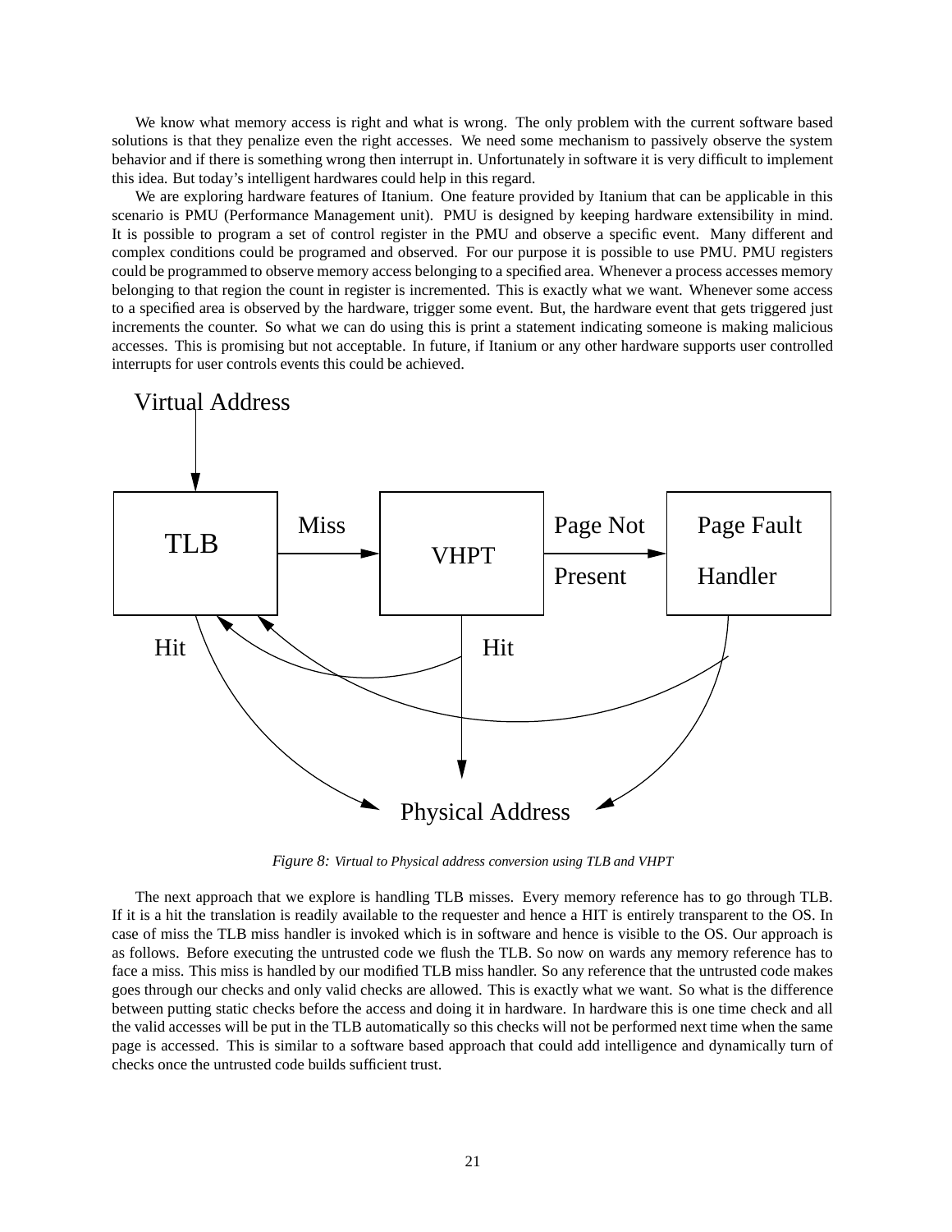We know what memory access is right and what is wrong. The only problem with the current software based solutions is that they penalize even the right accesses. We need some mechanism to passively observe the system behavior and if there is something wrong then interrupt in. Unfortunately in software it is very difficult to implement this idea. But today's intelligent hardwares could help in this regard.

We are exploring hardware features of Itanium. One feature provided by Itanium that can be applicable in this scenario is PMU (Performance Management unit). PMU is designed by keeping hardware extensibility in mind. It is possible to program a set of control register in the PMU and observe a specific event. Many different and complex conditions could be programed and observed. For our purpose it is possible to use PMU. PMU registers could be programmed to observe memory access belonging to a specified area. Whenever a process accesses memory belonging to that region the count in register is incremented. This is exactly what we want. Whenever some access to a specified area is observed by the hardware, trigger some event. But, the hardware event that gets triggered just increments the counter. So what we can do using this is print a statement indicating someone is making malicious accesses. This is promising but not acceptable. In future, if Itanium or any other hardware supports user controlled interrupts for user controls events this could be achieved.

Virtual Address

TLB — Miss → VHPT — Page Not Present → Page Fault Handler

Hit — Hit

Physical Address

*Figure 8:* *Virtual to Physical address conversion using TLB and VHPT*

The next approach that we explore is handling TLB misses. Every memory reference has to go through TLB. If it is a hit the translation is readily available to the requester and hence a HIT is entirely transparent to the OS. In case of miss the TLB miss handler is invoked which is in software and hence is visible to the OS. Our approach is as follows. Before executing the untrusted code we flush the TLB. So now on wards any memory reference has to face a miss. This miss is handled by our modified TLB miss handler. So any reference that the untrusted code makes goes through our checks and only valid checks are allowed. This is exactly what we want. So what is the difference between putting static checks before the access and doing it in hardware. In hardware this is one time check and all the valid accesses will be put in the TLB automatically so this checks will not be performed next time when the same page is accessed. This is similar to a software based approach that could add intelligence and dynamically turn of checks once the untrusted code builds sufficient trust.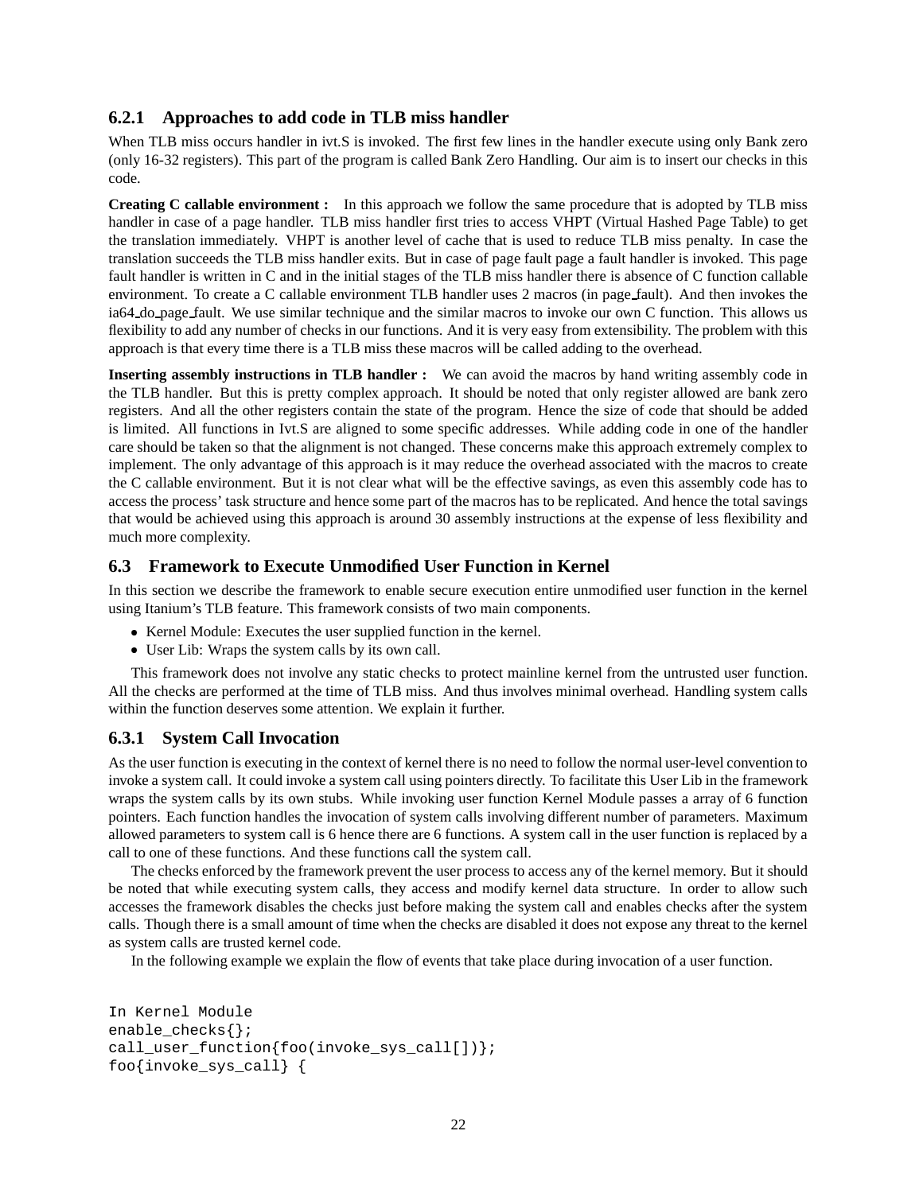### 6.2.1 Approaches to add code in TLB miss handler

When TLB miss occurs handler in ivt.S is invoked. The first few lines in the handler execute using only Bank zero (only 16-32 registers). This part of the program is called Bank Zero Handling. Our aim is to insert our checks in this code.

**Creating C callable environment :** In this approach we follow the same procedure that is adopted by TLB miss handler in case of a page handler. TLB miss handler first tries to access VHPT (Virtual Hashed Page Table) to get the translation immediately. VHPT is another level of cache that is used to reduce TLB miss penalty. In case the translation succeeds the TLB miss handler exits. But in case of page fault page a fault handler is invoked. This page fault handler is written in C and in the initial stages of the TLB miss handler there is absence of C function callable environment. To create a C callable environment TLB handler uses 2 macros (in page_fault). And then invokes the ia64_do_page_fault. We use similar technique and the similar macros to invoke our own C function. This allows us flexibility to add any number of checks in our functions. And it is very easy from extensibility. The problem with this approach is that every time there is a TLB miss these macros will be called adding to the overhead.

**Inserting assembly instructions in TLB handler :** We can avoid the macros by hand writing assembly code in the TLB handler. But this is pretty complex approach. It should be noted that only register allowed are bank zero registers. And all the other registers contain the state of the program. Hence the size of code that should be added is limited. All functions in Ivt.S are aligned to some specific addresses. While adding code in one of the handler care should be taken so that the alignment is not changed. These concerns make this approach extremely complex to implement. The only advantage of this approach is it may reduce the overhead associated with the macros to create the C callable environment. But it is not clear what will be the effective savings, as even this assembly code has to access the process' task structure and hence some part of the macros has to be replicated. And hence the total savings that would be achieved using this approach is around 30 assembly instructions at the expense of less flexibility and much more complexity.

## 6.3 Framework to Execute Unmodified User Function in Kernel

In this section we describe the framework to enable secure execution entire unmodified user function in the kernel using Itanium's TLB feature. This framework consists of two main components.

- Kernel Module: Executes the user supplied function in the kernel.
- User Lib: Wraps the system calls by its own call.

This framework does not involve any static checks to protect mainline kernel from the untrusted user function. All the checks are performed at the time of TLB miss. And thus involves minimal overhead. Handling system calls within the function deserves some attention. We explain it further.

### 6.3.1 System Call Invocation

As the user function is executing in the context of kernel there is no need to follow the normal user-level convention to invoke a system call. It could invoke a system call using pointers directly. To facilitate this User Lib in the framework wraps the system calls by its own stubs. While invoking user function Kernel Module passes a array of 6 function pointers. Each function handles the invocation of system calls involving different number of parameters. Maximum allowed parameters to system call is 6 hence there are 6 functions. A system call in the user function is replaced by a call to one of these functions. And these functions call the system call.

The checks enforced by the framework prevent the user process to access any of the kernel memory. But it should be noted that while executing system calls, they access and modify kernel data structure. In order to allow such accesses the framework disables the checks just before making the system call and enables checks after the system calls. Though there is a small amount of time when the checks are disabled it does not expose any threat to the kernel as system calls are trusted kernel code.

In the following example we explain the flow of events that take place during invocation of a user function.

```
In Kernel Module
enable_checks{};
call_user_function{foo(invoke_sys_call[])};
foo{invoke_sys_call} {
```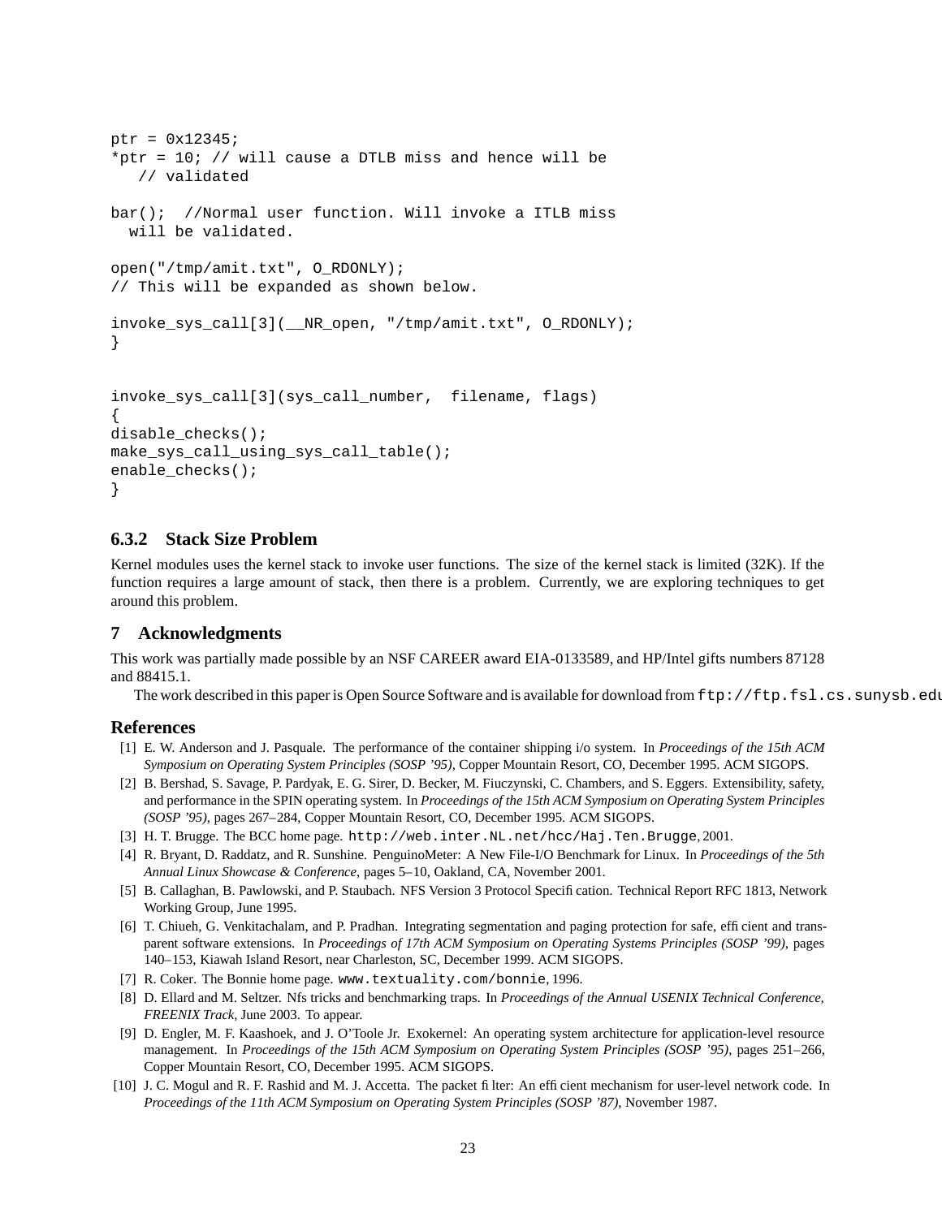```
ptr = 0x12345;
*ptr = 10; // will cause a DTLB miss and hence will be
   // validated

bar();  //Normal user function. Will invoke a ITLB miss
  will be validated.

open("/tmp/amit.txt", O_RDONLY);
// This will be expanded as shown below.

invoke_sys_call[3](__NR_open, "/tmp/amit.txt", O_RDONLY);
}


invoke_sys_call[3](sys_call_number,  filename, flags)
{
disable_checks();
make_sys_call_using_sys_call_table();
enable_checks();
}
```

### 6.3.2 Stack Size Problem

Kernel modules uses the kernel stack to invoke user functions. The size of the kernel stack is limited (32K). If the function requires a large amount of stack, then there is a problem. Currently, we are exploring techniques to get around this problem.

## 7 Acknowledgments

This work was partially made possible by an NSF CAREER award EIA-0133589, and HP/Intel gifts numbers 87128 and 88415.1.

The work described in this paper is Open Source Software and is available for download from `ftp://ftp.fsl.cs.sunysb.edu`

## References

[1] E. W. Anderson and J. Pasquale. The performance of the container shipping i/o system. In *Proceedings of the 15th ACM Symposium on Operating System Principles (SOSP '95)*, Copper Mountain Resort, CO, December 1995. ACM SIGOPS.

[2] B. Bershad, S. Savage, P. Pardyak, E. G. Sirer, D. Becker, M. Fiuczynski, C. Chambers, and S. Eggers. Extensibility, safety, and performance in the SPIN operating system. In *Proceedings of the 15th ACM Symposium on Operating System Principles (SOSP '95)*, pages 267–284, Copper Mountain Resort, CO, December 1995. ACM SIGOPS.

[3] H. T. Brugge. The BCC home page. `http://web.inter.NL.net/hcc/Haj.Ten.Brugge`, 2001.

[4] R. Bryant, D. Raddatz, and R. Sunshine. PenguinoMeter: A New File-I/O Benchmark for Linux. In *Proceedings of the 5th Annual Linux Showcase & Conference*, pages 5–10, Oakland, CA, November 2001.

[5] B. Callaghan, B. Pawlowski, and P. Staubach. NFS Version 3 Protocol Specification. Technical Report RFC 1813, Network Working Group, June 1995.

[6] T. Chiueh, G. Venkitachalam, and P. Pradhan. Integrating segmentation and paging protection for safe, efficient and transparent software extensions. In *Proceedings of 17th ACM Symposium on Operating Systems Principles (SOSP '99)*, pages 140–153, Kiawah Island Resort, near Charleston, SC, December 1999. ACM SIGOPS.

[7] R. Coker. The Bonnie home page. `www.textuality.com/bonnie`, 1996.

[8] D. Ellard and M. Seltzer. Nfs tricks and benchmarking traps. In *Proceedings of the Annual USENIX Technical Conference, FREENIX Track*, June 2003. To appear.

[9] D. Engler, M. F. Kaashoek, and J. O'Toole Jr. Exokernel: An operating system architecture for application-level resource management. In *Proceedings of the 15th ACM Symposium on Operating System Principles (SOSP '95)*, pages 251–266, Copper Mountain Resort, CO, December 1995. ACM SIGOPS.

[10] J. C. Mogul and R. F. Rashid and M. J. Accetta. The packet filter: An efficient mechanism for user-level network code. In *Proceedings of the 11th ACM Symposium on Operating System Principles (SOSP '87)*, November 1987.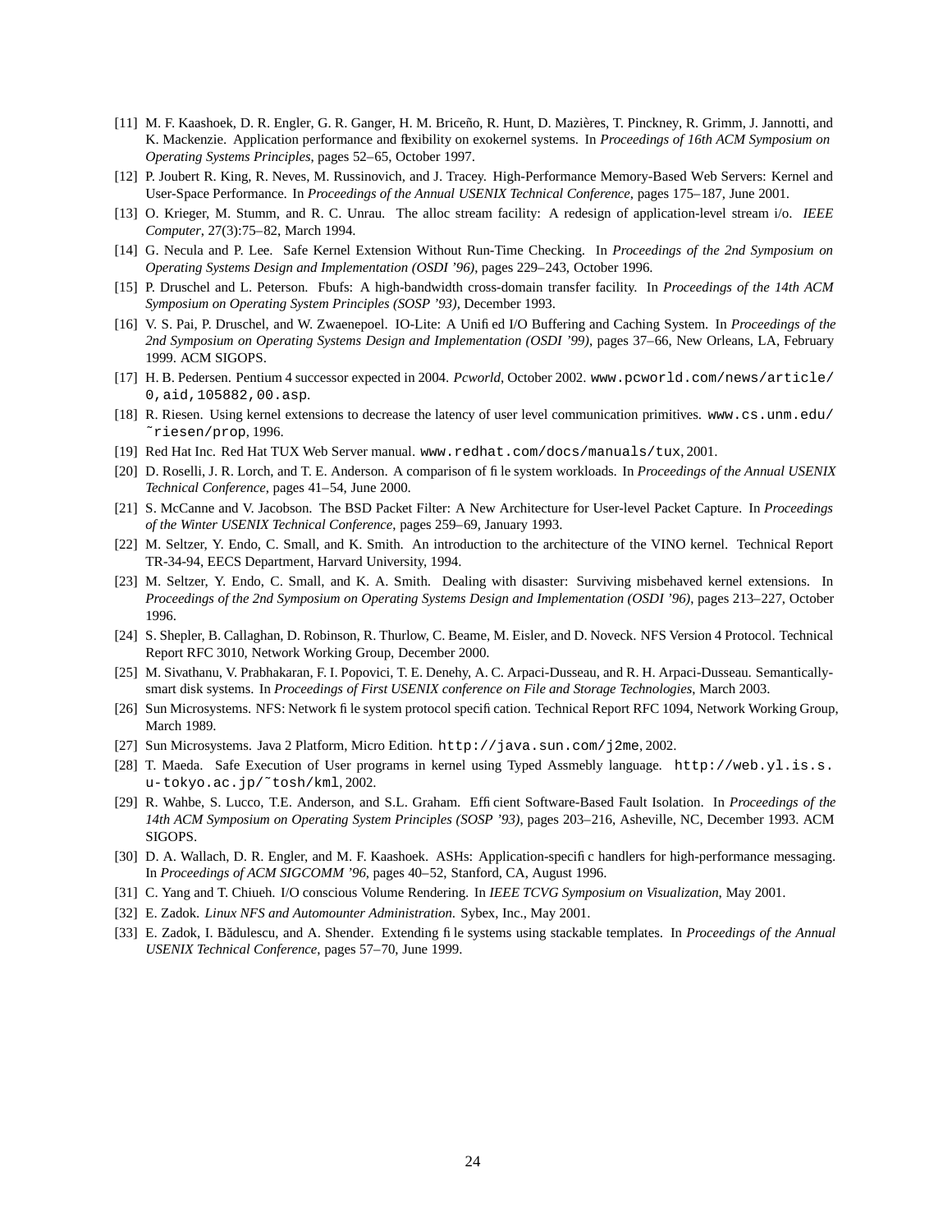[11] M. F. Kaashoek, D. R. Engler, G. R. Ganger, H. M. Briceño, R. Hunt, D. Mazières, T. Pinckney, R. Grimm, J. Jannotti, and K. Mackenzie. Application performance and flexibility on exokernel systems. In *Proceedings of 16th ACM Symposium on Operating Systems Principles*, pages 52–65, October 1997.

[12] P. Joubert R. King, R. Neves, M. Russinovich, and J. Tracey. High-Performance Memory-Based Web Servers: Kernel and User-Space Performance. In *Proceedings of the Annual USENIX Technical Conference*, pages 175–187, June 2001.

[13] O. Krieger, M. Stumm, and R. C. Unrau. The alloc stream facility: A redesign of application-level stream i/o. *IEEE Computer*, 27(3):75–82, March 1994.

[14] G. Necula and P. Lee. Safe Kernel Extension Without Run-Time Checking. In *Proceedings of the 2nd Symposium on Operating Systems Design and Implementation (OSDI '96)*, pages 229–243, October 1996.

[15] P. Druschel and L. Peterson. Fbufs: A high-bandwidth cross-domain transfer facility. In *Proceedings of the 14th ACM Symposium on Operating System Principles (SOSP '93)*, December 1993.

[16] V. S. Pai, P. Druschel, and W. Zwaenepoel. IO-Lite: A Unified I/O Buffering and Caching System. In *Proceedings of the 2nd Symposium on Operating Systems Design and Implementation (OSDI '99)*, pages 37–66, New Orleans, LA, February 1999. ACM SIGOPS.

[17] H. B. Pedersen. Pentium 4 successor expected in 2004. *Pcworld*, October 2002. `www.pcworld.com/news/article/0,aid,105882,00.asp`.

[18] R. Riesen. Using kernel extensions to decrease the latency of user level communication primitives. `www.cs.unm.edu/~riesen/prop`, 1996.

[19] Red Hat Inc. Red Hat TUX Web Server manual. `www.redhat.com/docs/manuals/tux`, 2001.

[20] D. Roselli, J. R. Lorch, and T. E. Anderson. A comparison of file system workloads. In *Proceedings of the Annual USENIX Technical Conference*, pages 41–54, June 2000.

[21] S. McCanne and V. Jacobson. The BSD Packet Filter: A New Architecture for User-level Packet Capture. In *Proceedings of the Winter USENIX Technical Conference*, pages 259–69, January 1993.

[22] M. Seltzer, Y. Endo, C. Small, and K. Smith. An introduction to the architecture of the VINO kernel. Technical Report TR-34-94, EECS Department, Harvard University, 1994.

[23] M. Seltzer, Y. Endo, C. Small, and K. A. Smith. Dealing with disaster: Surviving misbehaved kernel extensions. In *Proceedings of the 2nd Symposium on Operating Systems Design and Implementation (OSDI '96)*, pages 213–227, October 1996.

[24] S. Shepler, B. Callaghan, D. Robinson, R. Thurlow, C. Beame, M. Eisler, and D. Noveck. NFS Version 4 Protocol. Technical Report RFC 3010, Network Working Group, December 2000.

[25] M. Sivathanu, V. Prabhakaran, F. I. Popovici, T. E. Denehy, A. C. Arpaci-Dusseau, and R. H. Arpaci-Dusseau. Semantically-smart disk systems. In *Proceedings of First USENIX conference on File and Storage Technologies*, March 2003.

[26] Sun Microsystems. NFS: Network file system protocol specification. Technical Report RFC 1094, Network Working Group, March 1989.

[27] Sun Microsystems. Java 2 Platform, Micro Edition. `http://java.sun.com/j2me`, 2002.

[28] T. Maeda. Safe Execution of User programs in kernel using Typed Assmebly language. `http://web.yl.is.s.u-tokyo.ac.jp/~tosh/kml`, 2002.

[29] R. Wahbe, S. Lucco, T.E. Anderson, and S.L. Graham. Efficient Software-Based Fault Isolation. In *Proceedings of the 14th ACM Symposium on Operating System Principles (SOSP '93)*, pages 203–216, Asheville, NC, December 1993. ACM SIGOPS.

[30] D. A. Wallach, D. R. Engler, and M. F. Kaashoek. ASHs: Application-specific handlers for high-performance messaging. In *Proceedings of ACM SIGCOMM '96*, pages 40–52, Stanford, CA, August 1996.

[31] C. Yang and T. Chiueh. I/O conscious Volume Rendering. In *IEEE TCVG Symposium on Visualization*, May 2001.

[32] E. Zadok. *Linux NFS and Automounter Administration*. Sybex, Inc., May 2001.

[33] E. Zadok, I. Bădulescu, and A. Shender. Extending file systems using stackable templates. In *Proceedings of the Annual USENIX Technical Conference*, pages 57–70, June 1999.